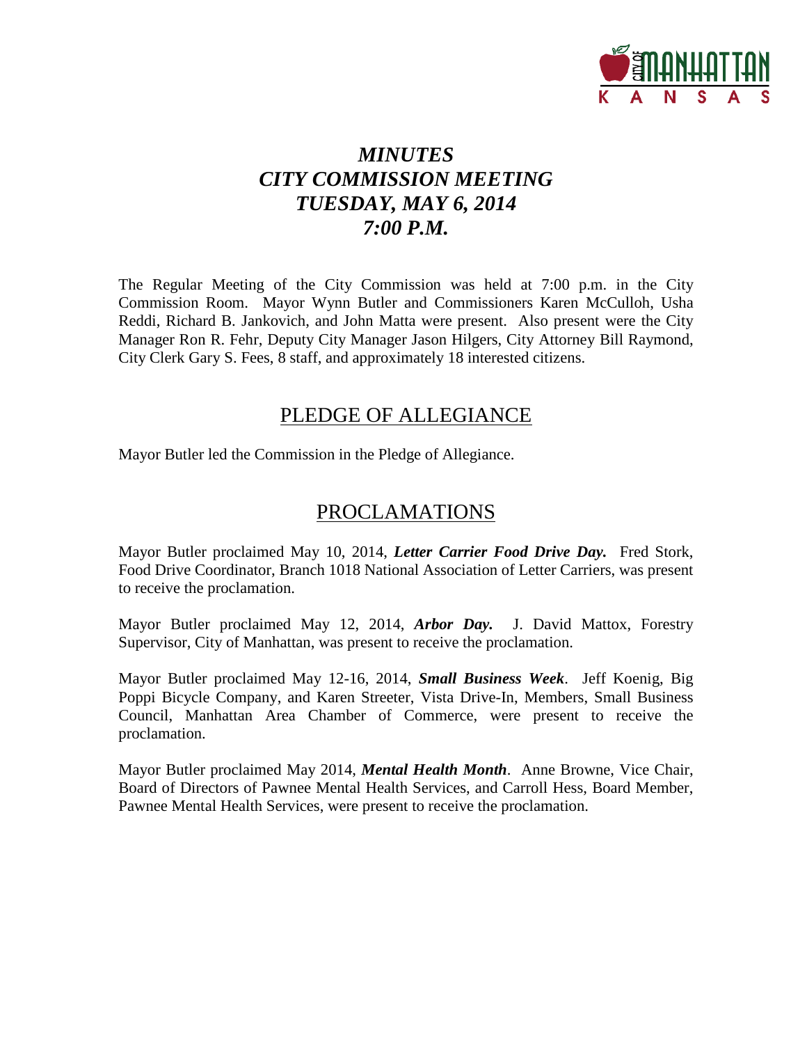# *MINUTES*
# *CITY COMMISSION MEETING*
# *TUESDAY, MAY 6, 2014*
# *7:00 P.M.*

The Regular Meeting of the City Commission was held at 7:00 p.m. in the City Commission Room. Mayor Wynn Butler and Commissioners Karen McCulloh, Usha Reddi, Richard B. Jankovich, and John Matta were present. Also present were the City Manager Ron R. Fehr, Deputy City Manager Jason Hilgers, City Attorney Bill Raymond, City Clerk Gary S. Fees, 8 staff, and approximately 18 interested citizens.

## PLEDGE OF ALLEGIANCE

Mayor Butler led the Commission in the Pledge of Allegiance.

## PROCLAMATIONS

Mayor Butler proclaimed May 10, 2014, ***Letter Carrier Food Drive Day.*** Fred Stork, Food Drive Coordinator, Branch 1018 National Association of Letter Carriers, was present to receive the proclamation.

Mayor Butler proclaimed May 12, 2014, ***Arbor Day.*** J. David Mattox, Forestry Supervisor, City of Manhattan, was present to receive the proclamation.

Mayor Butler proclaimed May 12-16, 2014, ***Small Business Week***. Jeff Koenig, Big Poppi Bicycle Company, and Karen Streeter, Vista Drive-In, Members, Small Business Council, Manhattan Area Chamber of Commerce, were present to receive the proclamation.

Mayor Butler proclaimed May 2014, ***Mental Health Month***. Anne Browne, Vice Chair, Board of Directors of Pawnee Mental Health Services, and Carroll Hess, Board Member, Pawnee Mental Health Services, were present to receive the proclamation.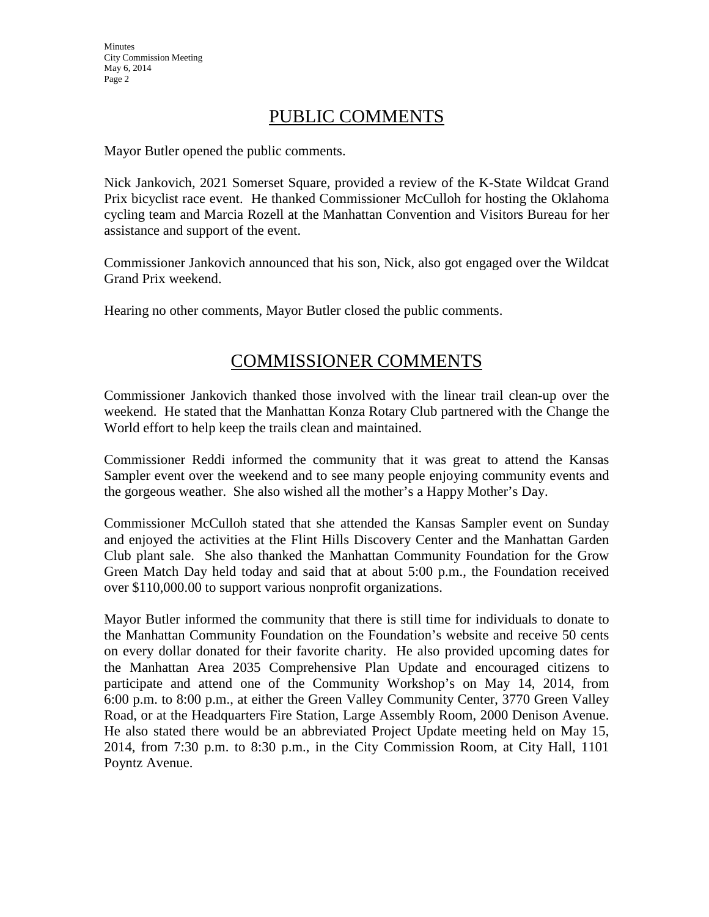## PUBLIC COMMENTS

Mayor Butler opened the public comments.

Nick Jankovich, 2021 Somerset Square, provided a review of the K-State Wildcat Grand Prix bicyclist race event. He thanked Commissioner McCulloh for hosting the Oklahoma cycling team and Marcia Rozell at the Manhattan Convention and Visitors Bureau for her assistance and support of the event.

Commissioner Jankovich announced that his son, Nick, also got engaged over the Wildcat Grand Prix weekend.

Hearing no other comments, Mayor Butler closed the public comments.

## COMMISSIONER COMMENTS

Commissioner Jankovich thanked those involved with the linear trail clean-up over the weekend. He stated that the Manhattan Konza Rotary Club partnered with the Change the World effort to help keep the trails clean and maintained.

Commissioner Reddi informed the community that it was great to attend the Kansas Sampler event over the weekend and to see many people enjoying community events and the gorgeous weather. She also wished all the mother's a Happy Mother's Day.

Commissioner McCulloh stated that she attended the Kansas Sampler event on Sunday and enjoyed the activities at the Flint Hills Discovery Center and the Manhattan Garden Club plant sale. She also thanked the Manhattan Community Foundation for the Grow Green Match Day held today and said that at about 5:00 p.m., the Foundation received over $110,000.00 to support various nonprofit organizations.

Mayor Butler informed the community that there is still time for individuals to donate to the Manhattan Community Foundation on the Foundation's website and receive 50 cents on every dollar donated for their favorite charity. He also provided upcoming dates for the Manhattan Area 2035 Comprehensive Plan Update and encouraged citizens to participate and attend one of the Community Workshop's on May 14, 2014, from 6:00 p.m. to 8:00 p.m., at either the Green Valley Community Center, 3770 Green Valley Road, or at the Headquarters Fire Station, Large Assembly Room, 2000 Denison Avenue. He also stated there would be an abbreviated Project Update meeting held on May 15, 2014, from 7:30 p.m. to 8:30 p.m., in the City Commission Room, at City Hall, 1101 Poyntz Avenue.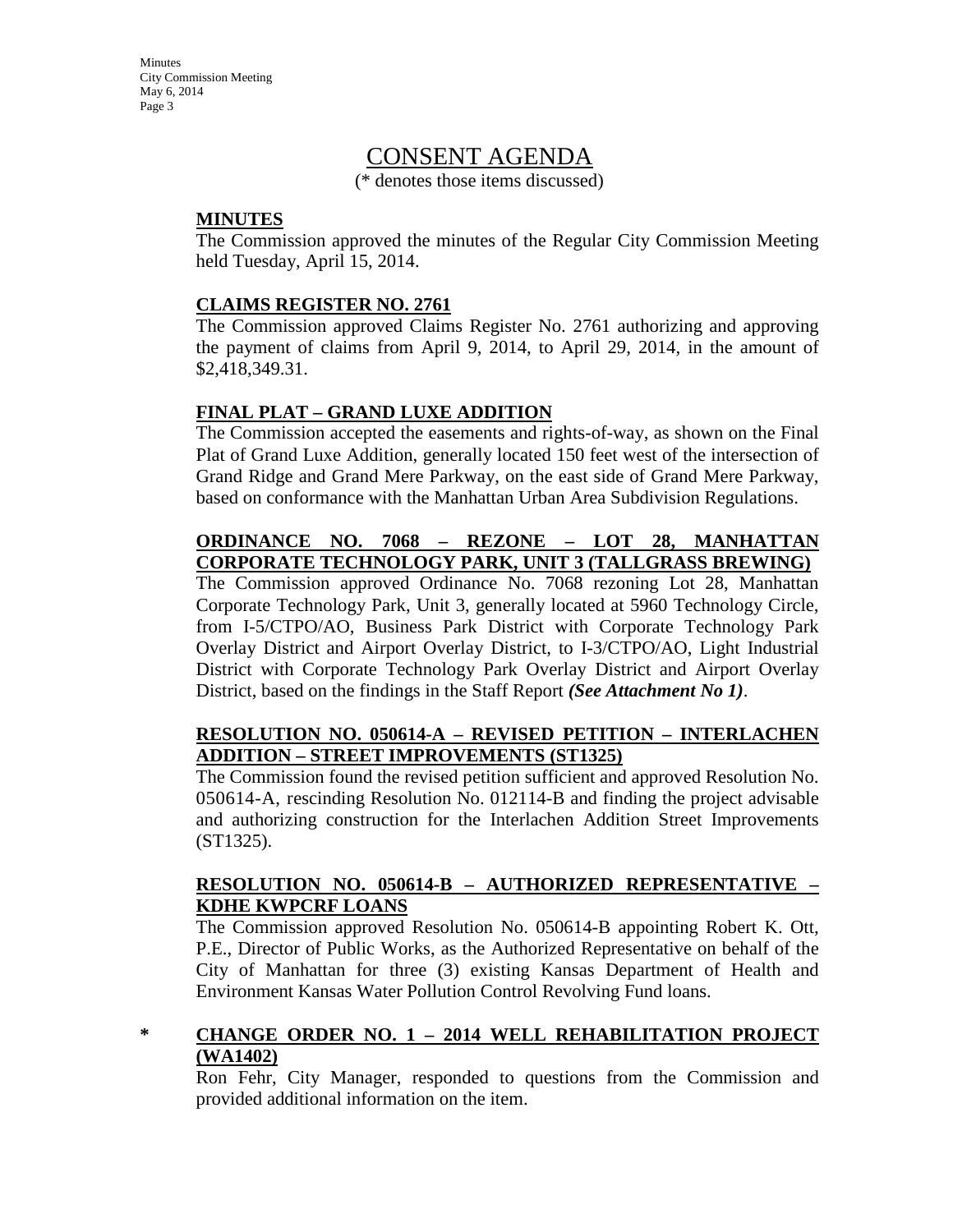# CONSENT AGENDA

(* denotes those items discussed)

**MINUTES**

The Commission approved the minutes of the Regular City Commission Meeting held Tuesday, April 15, 2014.

**CLAIMS REGISTER NO. 2761**

The Commission approved Claims Register No. 2761 authorizing and approving the payment of claims from April 9, 2014, to April 29, 2014, in the amount of $2,418,349.31.

**FINAL PLAT – GRAND LUXE ADDITION**

The Commission accepted the easements and rights-of-way, as shown on the Final Plat of Grand Luxe Addition, generally located 150 feet west of the intersection of Grand Ridge and Grand Mere Parkway, on the east side of Grand Mere Parkway, based on conformance with the Manhattan Urban Area Subdivision Regulations.

**ORDINANCE NO. 7068 – REZONE – LOT 28, MANHATTAN CORPORATE TECHNOLOGY PARK, UNIT 3 (TALLGRASS BREWING)**

The Commission approved Ordinance No. 7068 rezoning Lot 28, Manhattan Corporate Technology Park, Unit 3, generally located at 5960 Technology Circle, from I-5/CTPO/AO, Business Park District with Corporate Technology Park Overlay District and Airport Overlay District, to I-3/CTPO/AO, Light Industrial District with Corporate Technology Park Overlay District and Airport Overlay District, based on the findings in the Staff Report ***(See Attachment No 1)***.

**RESOLUTION NO. 050614-A – REVISED PETITION – INTERLACHEN ADDITION – STREET IMPROVEMENTS (ST1325)**

The Commission found the revised petition sufficient and approved Resolution No. 050614-A, rescinding Resolution No. 012114-B and finding the project advisable and authorizing construction for the Interlachen Addition Street Improvements (ST1325).

**RESOLUTION NO. 050614-B – AUTHORIZED REPRESENTATIVE – KDHE KWPCRF LOANS**

The Commission approved Resolution No. 050614-B appointing Robert K. Ott, P.E., Director of Public Works, as the Authorized Representative on behalf of the City of Manhattan for three (3) existing Kansas Department of Health and Environment Kansas Water Pollution Control Revolving Fund loans.

\* **CHANGE ORDER NO. 1 – 2014 WELL REHABILITATION PROJECT (WA1402)**

Ron Fehr, City Manager, responded to questions from the Commission and provided additional information on the item.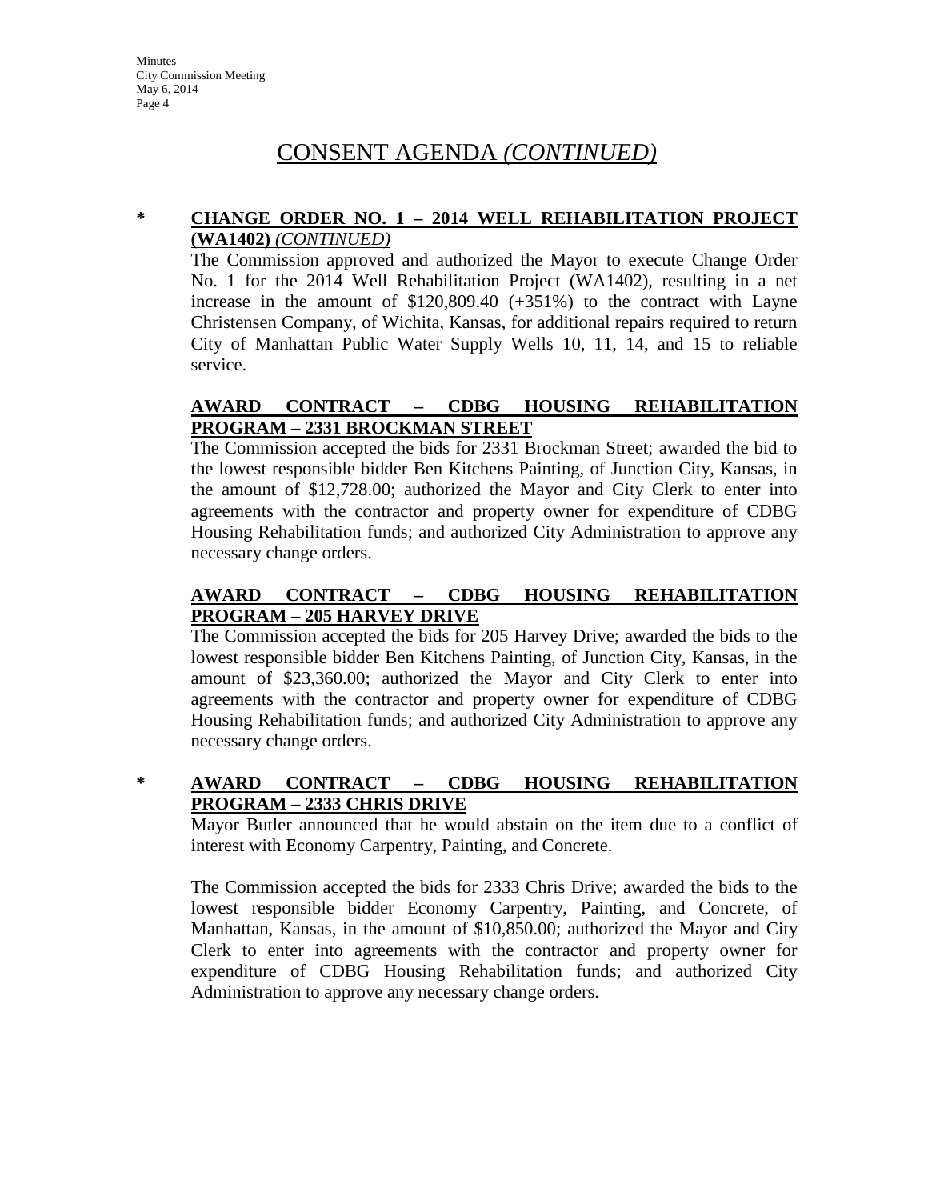# CONSENT AGENDA *(CONTINUED)*

**\* CHANGE ORDER NO. 1 – 2014 WELL REHABILITATION PROJECT (WA1402)** *(CONTINUED)*

The Commission approved and authorized the Mayor to execute Change Order No. 1 for the 2014 Well Rehabilitation Project (WA1402), resulting in a net increase in the amount of $120,809.40 (+351%) to the contract with Layne Christensen Company, of Wichita, Kansas, for additional repairs required to return City of Manhattan Public Water Supply Wells 10, 11, 14, and 15 to reliable service.

**AWARD CONTRACT – CDBG HOUSING REHABILITATION PROGRAM – 2331 BROCKMAN STREET**

The Commission accepted the bids for 2331 Brockman Street; awarded the bid to the lowest responsible bidder Ben Kitchens Painting, of Junction City, Kansas, in the amount of $12,728.00; authorized the Mayor and City Clerk to enter into agreements with the contractor and property owner for expenditure of CDBG Housing Rehabilitation funds; and authorized City Administration to approve any necessary change orders.

**AWARD CONTRACT – CDBG HOUSING REHABILITATION PROGRAM – 205 HARVEY DRIVE**

The Commission accepted the bids for 205 Harvey Drive; awarded the bids to the lowest responsible bidder Ben Kitchens Painting, of Junction City, Kansas, in the amount of $23,360.00; authorized the Mayor and City Clerk to enter into agreements with the contractor and property owner for expenditure of CDBG Housing Rehabilitation funds; and authorized City Administration to approve any necessary change orders.

**\* AWARD CONTRACT – CDBG HOUSING REHABILITATION PROGRAM – 2333 CHRIS DRIVE**

Mayor Butler announced that he would abstain on the item due to a conflict of interest with Economy Carpentry, Painting, and Concrete.

The Commission accepted the bids for 2333 Chris Drive; awarded the bids to the lowest responsible bidder Economy Carpentry, Painting, and Concrete, of Manhattan, Kansas, in the amount of $10,850.00; authorized the Mayor and City Clerk to enter into agreements with the contractor and property owner for expenditure of CDBG Housing Rehabilitation funds; and authorized City Administration to approve any necessary change orders.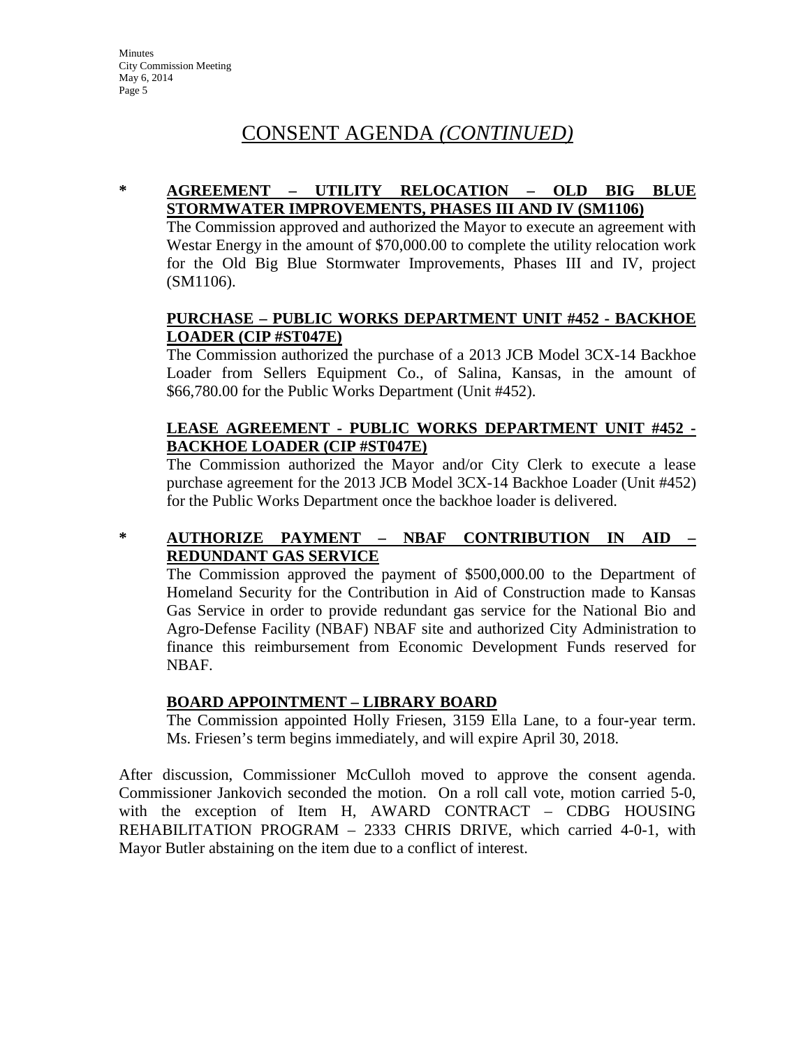# CONSENT AGENDA *(CONTINUED)*

\* **AGREEMENT – UTILITY RELOCATION – OLD BIG BLUE STORMWATER IMPROVEMENTS, PHASES III AND IV (SM1106)**

The Commission approved and authorized the Mayor to execute an agreement with Westar Energy in the amount of $70,000.00 to complete the utility relocation work for the Old Big Blue Stormwater Improvements, Phases III and IV, project (SM1106).

**PURCHASE – PUBLIC WORKS DEPARTMENT UNIT #452 - BACKHOE LOADER (CIP #ST047E)**

The Commission authorized the purchase of a 2013 JCB Model 3CX-14 Backhoe Loader from Sellers Equipment Co., of Salina, Kansas, in the amount of $66,780.00 for the Public Works Department (Unit #452).

**LEASE AGREEMENT - PUBLIC WORKS DEPARTMENT UNIT #452 - BACKHOE LOADER (CIP #ST047E)**

The Commission authorized the Mayor and/or City Clerk to execute a lease purchase agreement for the 2013 JCB Model 3CX-14 Backhoe Loader (Unit #452) for the Public Works Department once the backhoe loader is delivered.

\* **AUTHORIZE PAYMENT – NBAF CONTRIBUTION IN AID – REDUNDANT GAS SERVICE**

The Commission approved the payment of $500,000.00 to the Department of Homeland Security for the Contribution in Aid of Construction made to Kansas Gas Service in order to provide redundant gas service for the National Bio and Agro-Defense Facility (NBAF) NBAF site and authorized City Administration to finance this reimbursement from Economic Development Funds reserved for NBAF.

**BOARD APPOINTMENT – LIBRARY BOARD**

The Commission appointed Holly Friesen, 3159 Ella Lane, to a four-year term. Ms. Friesen's term begins immediately, and will expire April 30, 2018.

After discussion, Commissioner McCulloh moved to approve the consent agenda. Commissioner Jankovich seconded the motion. On a roll call vote, motion carried 5-0, with the exception of Item H, AWARD CONTRACT – CDBG HOUSING REHABILITATION PROGRAM – 2333 CHRIS DRIVE, which carried 4-0-1, with Mayor Butler abstaining on the item due to a conflict of interest.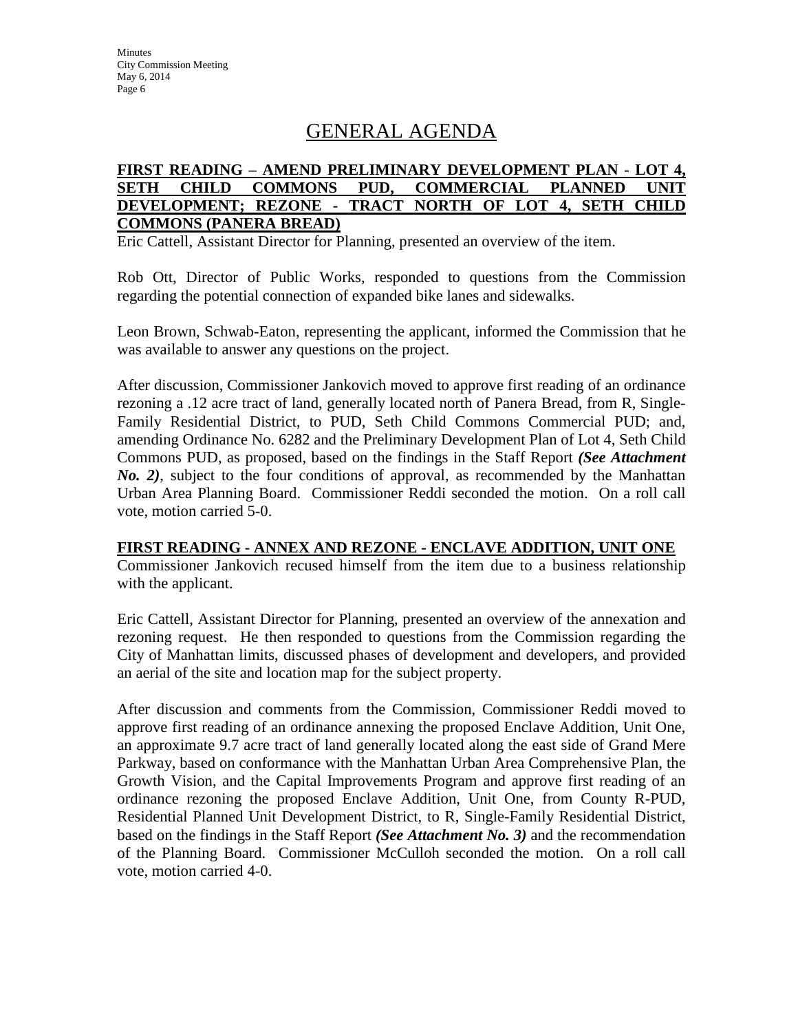# GENERAL AGENDA

**FIRST READING – AMEND PRELIMINARY DEVELOPMENT PLAN - LOT 4, SETH CHILD COMMONS PUD, COMMERCIAL PLANNED UNIT DEVELOPMENT; REZONE - TRACT NORTH OF LOT 4, SETH CHILD COMMONS (PANERA BREAD)**

Eric Cattell, Assistant Director for Planning, presented an overview of the item.

Rob Ott, Director of Public Works, responded to questions from the Commission regarding the potential connection of expanded bike lanes and sidewalks.

Leon Brown, Schwab-Eaton, representing the applicant, informed the Commission that he was available to answer any questions on the project.

After discussion, Commissioner Jankovich moved to approve first reading of an ordinance rezoning a .12 acre tract of land, generally located north of Panera Bread, from R, Single-Family Residential District, to PUD, Seth Child Commons Commercial PUD; and, amending Ordinance No. 6282 and the Preliminary Development Plan of Lot 4, Seth Child Commons PUD, as proposed, based on the findings in the Staff Report ***(See Attachment No. 2)***, subject to the four conditions of approval, as recommended by the Manhattan Urban Area Planning Board. Commissioner Reddi seconded the motion. On a roll call vote, motion carried 5-0.

**FIRST READING - ANNEX AND REZONE - ENCLAVE ADDITION, UNIT ONE**

Commissioner Jankovich recused himself from the item due to a business relationship with the applicant.

Eric Cattell, Assistant Director for Planning, presented an overview of the annexation and rezoning request. He then responded to questions from the Commission regarding the City of Manhattan limits, discussed phases of development and developers, and provided an aerial of the site and location map for the subject property.

After discussion and comments from the Commission, Commissioner Reddi moved to approve first reading of an ordinance annexing the proposed Enclave Addition, Unit One, an approximate 9.7 acre tract of land generally located along the east side of Grand Mere Parkway, based on conformance with the Manhattan Urban Area Comprehensive Plan, the Growth Vision, and the Capital Improvements Program and approve first reading of an ordinance rezoning the proposed Enclave Addition, Unit One, from County R-PUD, Residential Planned Unit Development District, to R, Single-Family Residential District, based on the findings in the Staff Report ***(See Attachment No. 3)*** and the recommendation of the Planning Board. Commissioner McCulloh seconded the motion. On a roll call vote, motion carried 4-0.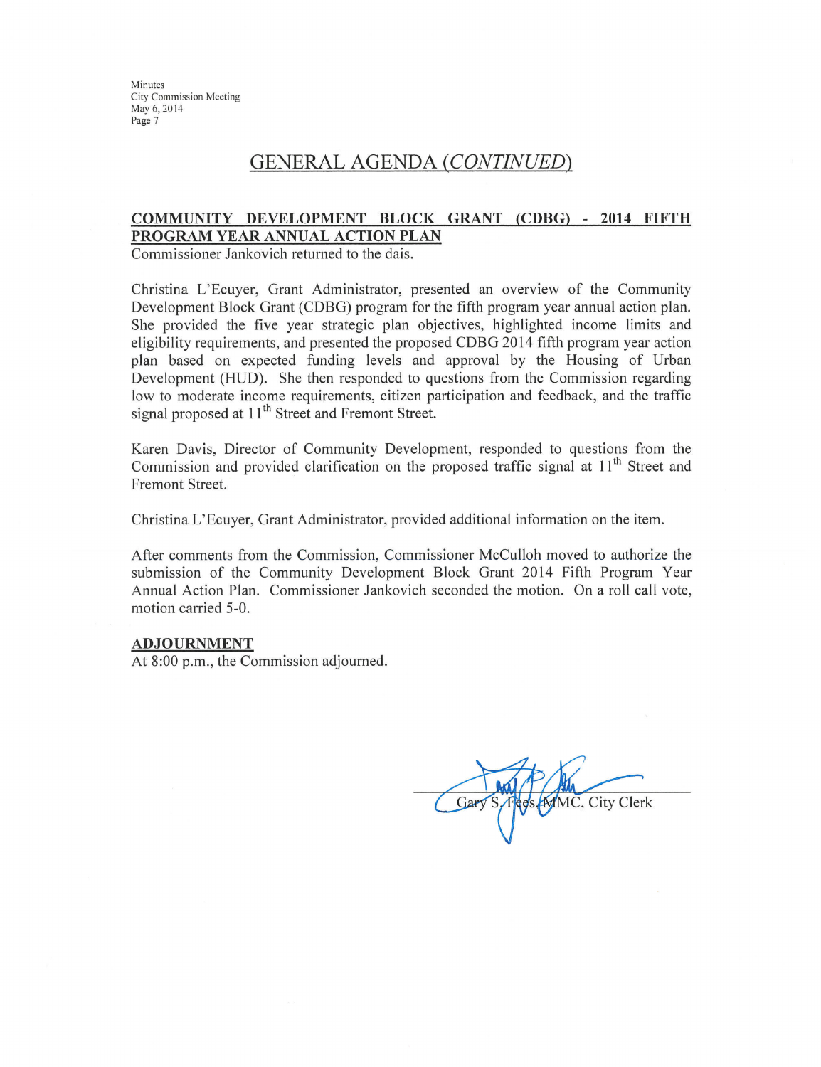## GENERAL AGENDA *(CONTINUED)*

**COMMUNITY DEVELOPMENT BLOCK GRANT (CDBG) - 2014 FIFTH PROGRAM YEAR ANNUAL ACTION PLAN**

Commissioner Jankovich returned to the dais.

Christina L'Ecuyer, Grant Administrator, presented an overview of the Community Development Block Grant (CDBG) program for the fifth program year annual action plan. She provided the five year strategic plan objectives, highlighted income limits and eligibility requirements, and presented the proposed CDBG 2014 fifth program year action plan based on expected funding levels and approval by the Housing of Urban Development (HUD). She then responded to questions from the Commission regarding low to moderate income requirements, citizen participation and feedback, and the traffic signal proposed at 11th Street and Fremont Street.

Karen Davis, Director of Community Development, responded to questions from the Commission and provided clarification on the proposed traffic signal at 11th Street and Fremont Street.

Christina L'Ecuyer, Grant Administrator, provided additional information on the item.

After comments from the Commission, Commissioner McCulloh moved to authorize the submission of the Community Development Block Grant 2014 Fifth Program Year Annual Action Plan. Commissioner Jankovich seconded the motion. On a roll call vote, motion carried 5-0.

**ADJOURNMENT**

At 8:00 p.m., the Commission adjourned.

Gary S. Fees, MMC, City Clerk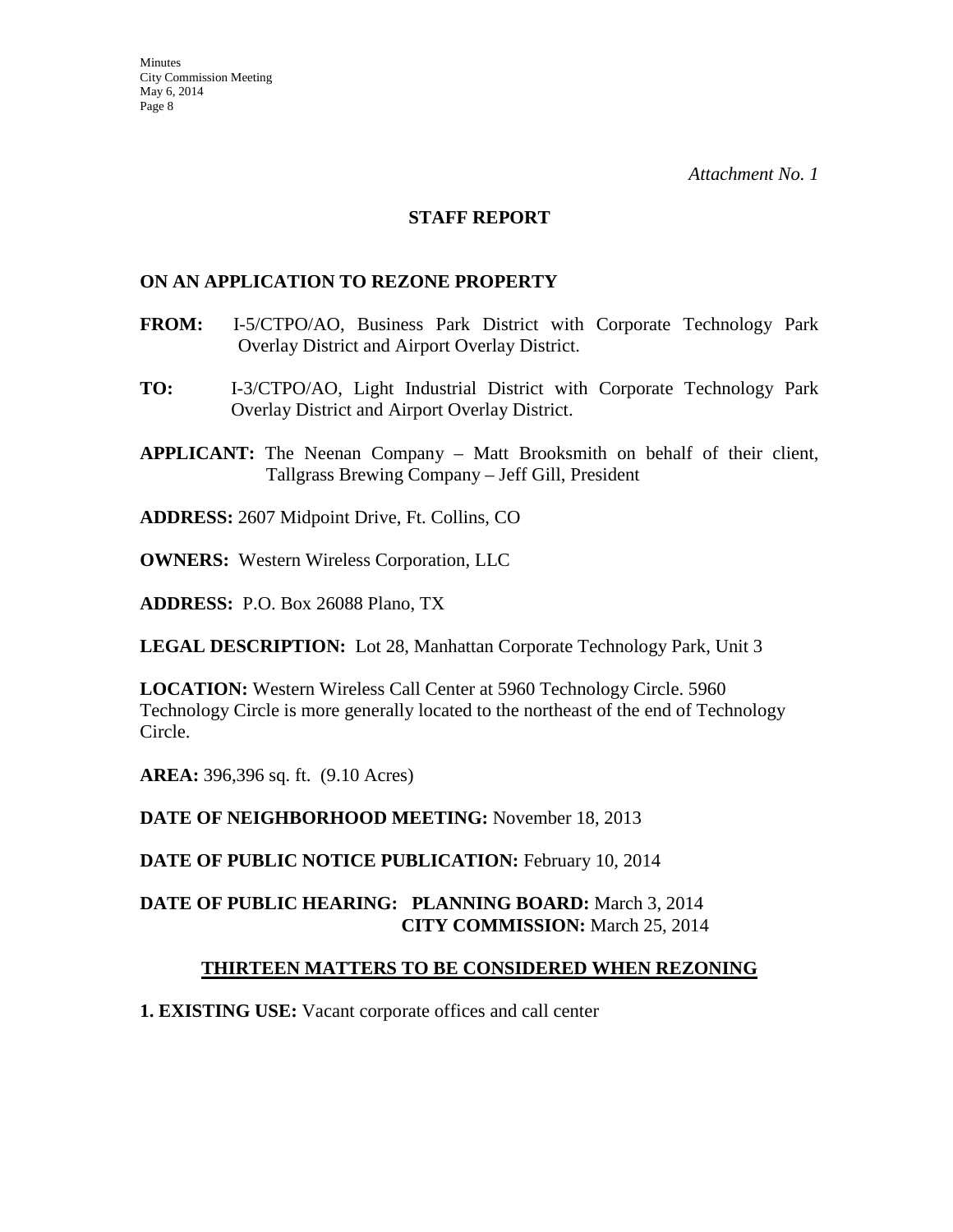*Attachment No. 1*

## STAFF REPORT

### ON AN APPLICATION TO REZONE PROPERTY

**FROM:** I-5/CTPO/AO, Business Park District with Corporate Technology Park Overlay District and Airport Overlay District.

**TO:** I-3/CTPO/AO, Light Industrial District with Corporate Technology Park Overlay District and Airport Overlay District.

**APPLICANT:** The Neenan Company – Matt Brooksmith on behalf of their client, Tallgrass Brewing Company – Jeff Gill, President

**ADDRESS:** 2607 Midpoint Drive, Ft. Collins, CO

**OWNERS:** Western Wireless Corporation, LLC

**ADDRESS:** P.O. Box 26088 Plano, TX

**LEGAL DESCRIPTION:** Lot 28, Manhattan Corporate Technology Park, Unit 3

**LOCATION:** Western Wireless Call Center at 5960 Technology Circle. 5960 Technology Circle is more generally located to the northeast of the end of Technology Circle.

**AREA:** 396,396 sq. ft. (9.10 Acres)

**DATE OF NEIGHBORHOOD MEETING:** November 18, 2013

**DATE OF PUBLIC NOTICE PUBLICATION:** February 10, 2014

**DATE OF PUBLIC HEARING: PLANNING BOARD:** March 3, 2014
**CITY COMMISSION:** March 25, 2014

### THIRTEEN MATTERS TO BE CONSIDERED WHEN REZONING

**1. EXISTING USE:** Vacant corporate offices and call center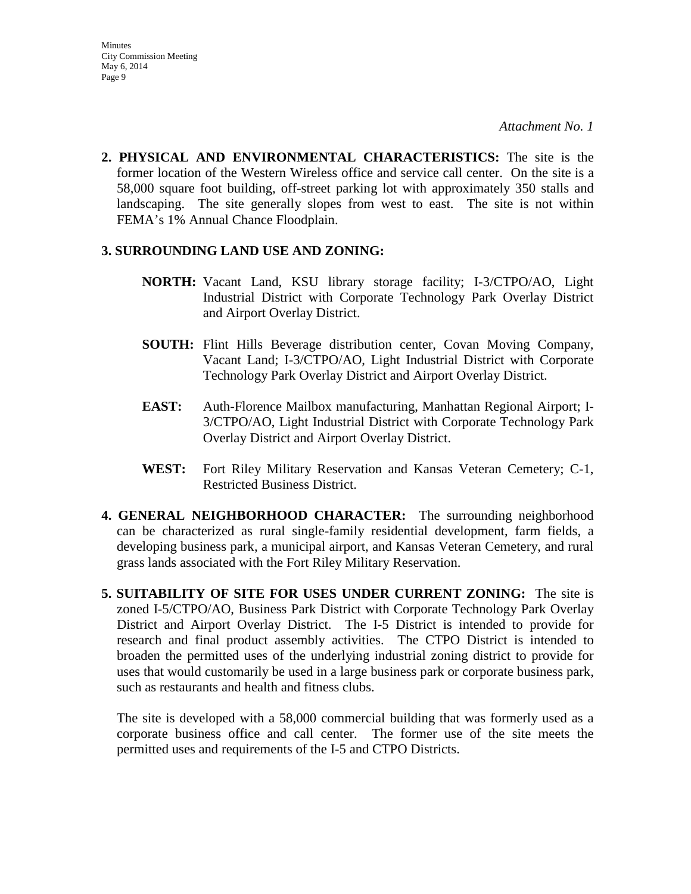*Attachment No. 1*

**2. PHYSICAL AND ENVIRONMENTAL CHARACTERISTICS:** The site is the former location of the Western Wireless office and service call center. On the site is a 58,000 square foot building, off-street parking lot with approximately 350 stalls and landscaping. The site generally slopes from west to east. The site is not within FEMA's 1% Annual Chance Floodplain.

**3. SURROUNDING LAND USE AND ZONING:**

**NORTH:** Vacant Land, KSU library storage facility; I-3/CTPO/AO, Light Industrial District with Corporate Technology Park Overlay District and Airport Overlay District.

**SOUTH:** Flint Hills Beverage distribution center, Covan Moving Company, Vacant Land; I-3/CTPO/AO, Light Industrial District with Corporate Technology Park Overlay District and Airport Overlay District.

**EAST:** Auth-Florence Mailbox manufacturing, Manhattan Regional Airport; I-3/CTPO/AO, Light Industrial District with Corporate Technology Park Overlay District and Airport Overlay District.

**WEST:** Fort Riley Military Reservation and Kansas Veteran Cemetery; C-1, Restricted Business District.

**4. GENERAL NEIGHBORHOOD CHARACTER:** The surrounding neighborhood can be characterized as rural single-family residential development, farm fields, a developing business park, a municipal airport, and Kansas Veteran Cemetery, and rural grass lands associated with the Fort Riley Military Reservation.

**5. SUITABILITY OF SITE FOR USES UNDER CURRENT ZONING:** The site is zoned I-5/CTPO/AO, Business Park District with Corporate Technology Park Overlay District and Airport Overlay District. The I-5 District is intended to provide for research and final product assembly activities. The CTPO District is intended to broaden the permitted uses of the underlying industrial zoning district to provide for uses that would customarily be used in a large business park or corporate business park, such as restaurants and health and fitness clubs.

The site is developed with a 58,000 commercial building that was formerly used as a corporate business office and call center. The former use of the site meets the permitted uses and requirements of the I-5 and CTPO Districts.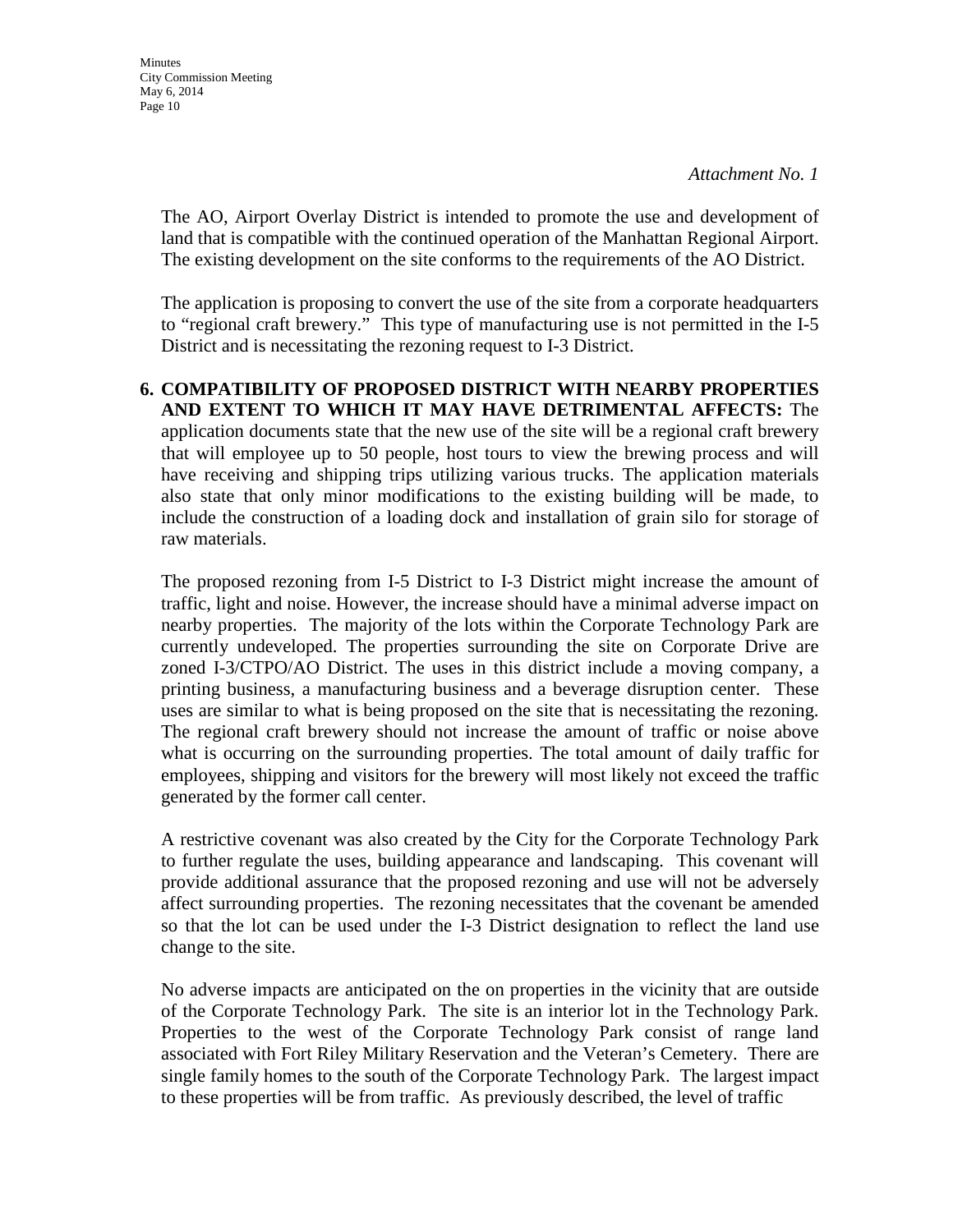*Attachment No. 1*

The AO, Airport Overlay District is intended to promote the use and development of land that is compatible with the continued operation of the Manhattan Regional Airport. The existing development on the site conforms to the requirements of the AO District.

The application is proposing to convert the use of the site from a corporate headquarters to "regional craft brewery." This type of manufacturing use is not permitted in the I-5 District and is necessitating the rezoning request to I-3 District.

6. **COMPATIBILITY OF PROPOSED DISTRICT WITH NEARBY PROPERTIES AND EXTENT TO WHICH IT MAY HAVE DETRIMENTAL AFFECTS:** The application documents state that the new use of the site will be a regional craft brewery that will employee up to 50 people, host tours to view the brewing process and will have receiving and shipping trips utilizing various trucks. The application materials also state that only minor modifications to the existing building will be made, to include the construction of a loading dock and installation of grain silo for storage of raw materials.

   The proposed rezoning from I-5 District to I-3 District might increase the amount of traffic, light and noise. However, the increase should have a minimal adverse impact on nearby properties. The majority of the lots within the Corporate Technology Park are currently undeveloped. The properties surrounding the site on Corporate Drive are zoned I-3/CTPO/AO District. The uses in this district include a moving company, a printing business, a manufacturing business and a beverage disruption center. These uses are similar to what is being proposed on the site that is necessitating the rezoning. The regional craft brewery should not increase the amount of traffic or noise above what is occurring on the surrounding properties. The total amount of daily traffic for employees, shipping and visitors for the brewery will most likely not exceed the traffic generated by the former call center.

   A restrictive covenant was also created by the City for the Corporate Technology Park to further regulate the uses, building appearance and landscaping. This covenant will provide additional assurance that the proposed rezoning and use will not be adversely affect surrounding properties. The rezoning necessitates that the covenant be amended so that the lot can be used under the I-3 District designation to reflect the land use change to the site.

   No adverse impacts are anticipated on the on properties in the vicinity that are outside of the Corporate Technology Park. The site is an interior lot in the Technology Park. Properties to the west of the Corporate Technology Park consist of range land associated with Fort Riley Military Reservation and the Veteran's Cemetery. There are single family homes to the south of the Corporate Technology Park. The largest impact to these properties will be from traffic. As previously described, the level of traffic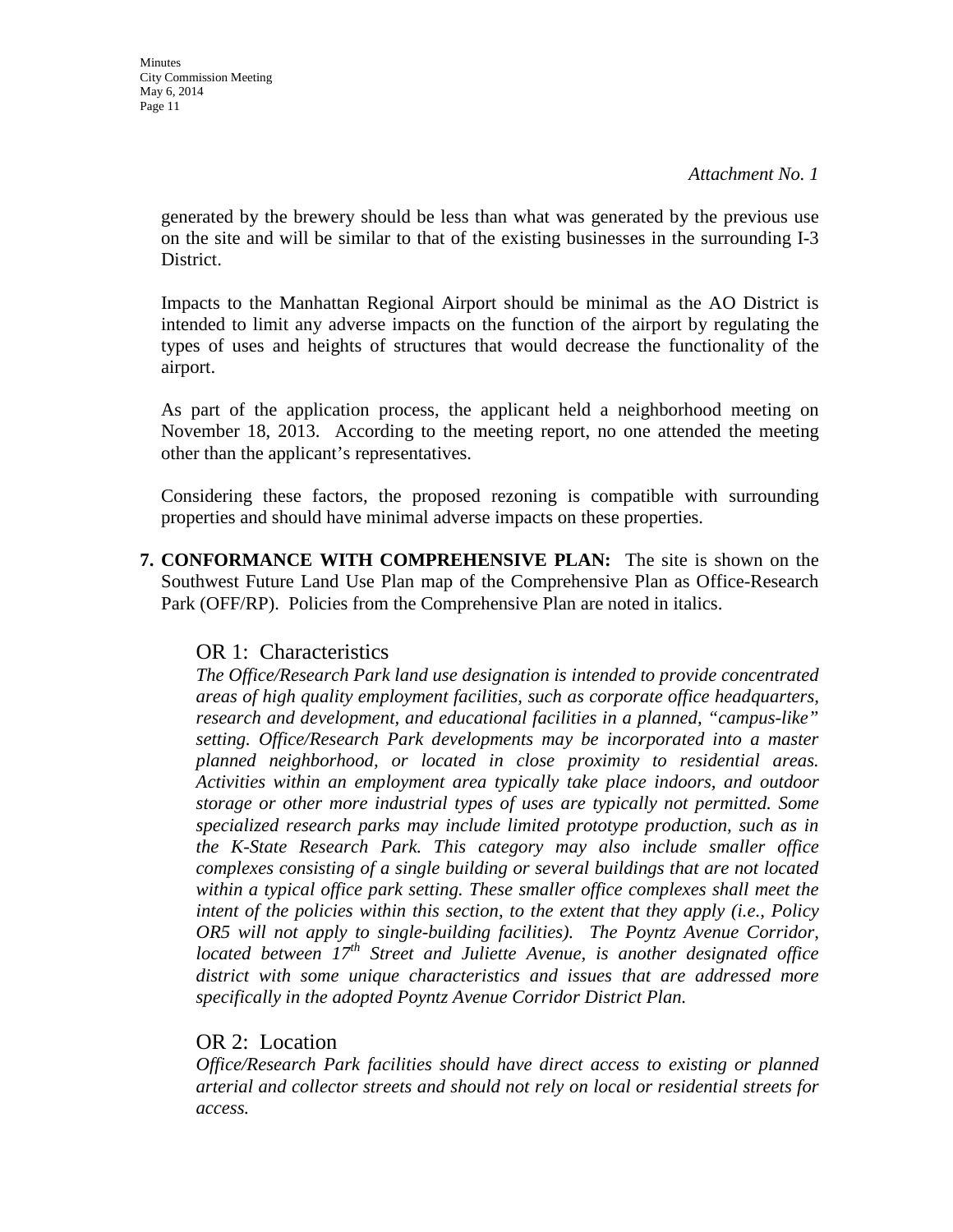*Attachment No. 1*

generated by the brewery should be less than what was generated by the previous use on the site and will be similar to that of the existing businesses in the surrounding I-3 District.

Impacts to the Manhattan Regional Airport should be minimal as the AO District is intended to limit any adverse impacts on the function of the airport by regulating the types of uses and heights of structures that would decrease the functionality of the airport.

As part of the application process, the applicant held a neighborhood meeting on November 18, 2013. According to the meeting report, no one attended the meeting other than the applicant's representatives.

Considering these factors, the proposed rezoning is compatible with surrounding properties and should have minimal adverse impacts on these properties.

**7. CONFORMANCE WITH COMPREHENSIVE PLAN:** The site is shown on the Southwest Future Land Use Plan map of the Comprehensive Plan as Office-Research Park (OFF/RP). Policies from the Comprehensive Plan are noted in italics.

OR 1: Characteristics

*The Office/Research Park land use designation is intended to provide concentrated areas of high quality employment facilities, such as corporate office headquarters, research and development, and educational facilities in a planned, "campus-like" setting. Office/Research Park developments may be incorporated into a master planned neighborhood, or located in close proximity to residential areas. Activities within an employment area typically take place indoors, and outdoor storage or other more industrial types of uses are typically not permitted. Some specialized research parks may include limited prototype production, such as in the K-State Research Park. This category may also include smaller office complexes consisting of a single building or several buildings that are not located within a typical office park setting. These smaller office complexes shall meet the intent of the policies within this section, to the extent that they apply (i.e., Policy OR5 will not apply to single-building facilities). The Poyntz Avenue Corridor, located between 17th Street and Juliette Avenue, is another designated office district with some unique characteristics and issues that are addressed more specifically in the adopted Poyntz Avenue Corridor District Plan.*

OR 2: Location

*Office/Research Park facilities should have direct access to existing or planned arterial and collector streets and should not rely on local or residential streets for access.*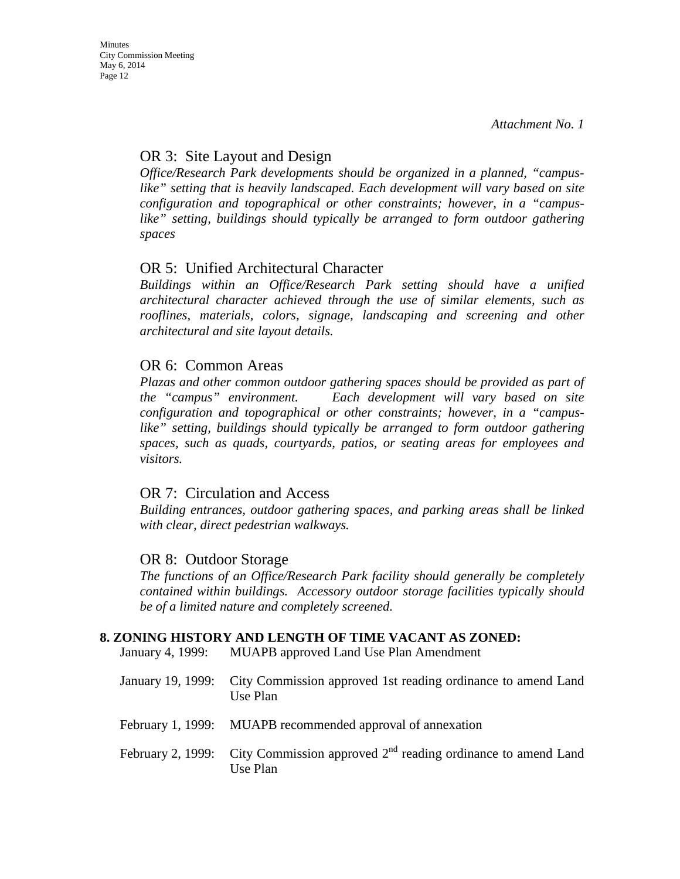*Attachment No. 1*

### OR 3: Site Layout and Design

*Office/Research Park developments should be organized in a planned, "campus-like" setting that is heavily landscaped. Each development will vary based on site configuration and topographical or other constraints; however, in a "campus-like" setting, buildings should typically be arranged to form outdoor gathering spaces*

### OR 5: Unified Architectural Character

*Buildings within an Office/Research Park setting should have a unified architectural character achieved through the use of similar elements, such as rooflines, materials, colors, signage, landscaping and screening and other architectural and site layout details.*

### OR 6: Common Areas

*Plazas and other common outdoor gathering spaces should be provided as part of the "campus" environment. Each development will vary based on site configuration and topographical or other constraints; however, in a "campus-like" setting, buildings should typically be arranged to form outdoor gathering spaces, such as quads, courtyards, patios, or seating areas for employees and visitors.*

### OR 7: Circulation and Access

*Building entrances, outdoor gathering spaces, and parking areas shall be linked with clear, direct pedestrian walkways.*

### OR 8: Outdoor Storage

*The functions of an Office/Research Park facility should generally be completely contained within buildings. Accessory outdoor storage facilities typically should be of a limited nature and completely screened.*

**8. ZONING HISTORY AND LENGTH OF TIME VACANT AS ZONED:**

January 4, 1999: MUAPB approved Land Use Plan Amendment

January 19, 1999: City Commission approved 1st reading ordinance to amend Land Use Plan

February 1, 1999: MUAPB recommended approval of annexation

February 2, 1999: City Commission approved 2nd reading ordinance to amend Land Use Plan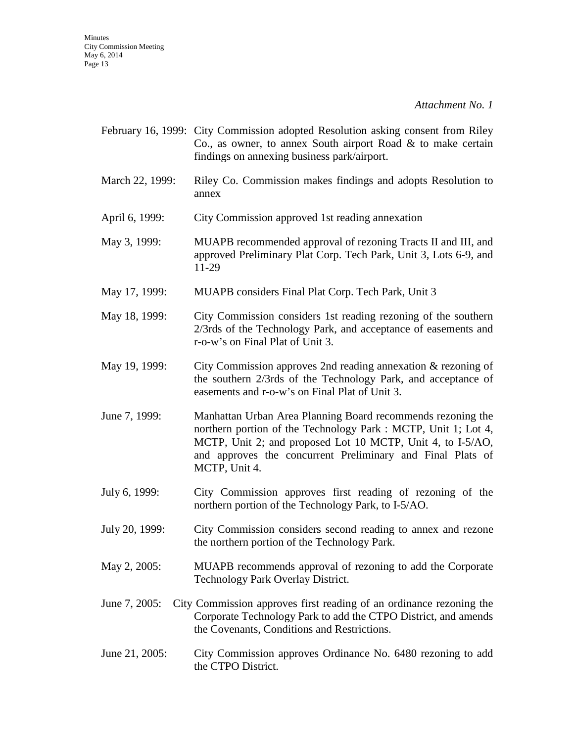*Attachment No. 1*

February 16, 1999: City Commission adopted Resolution asking consent from Riley Co., as owner, to annex South airport Road & to make certain findings on annexing business park/airport.

March 22, 1999: Riley Co. Commission makes findings and adopts Resolution to annex

April 6, 1999: City Commission approved 1st reading annexation

May 3, 1999: MUAPB recommended approval of rezoning Tracts II and III, and approved Preliminary Plat Corp. Tech Park, Unit 3, Lots 6-9, and 11-29

May 17, 1999: MUAPB considers Final Plat Corp. Tech Park, Unit 3

May 18, 1999: City Commission considers 1st reading rezoning of the southern 2/3rds of the Technology Park, and acceptance of easements and r-o-w's on Final Plat of Unit 3.

May 19, 1999: City Commission approves 2nd reading annexation & rezoning of the southern 2/3rds of the Technology Park, and acceptance of easements and r-o-w's on Final Plat of Unit 3.

June 7, 1999: Manhattan Urban Area Planning Board recommends rezoning the northern portion of the Technology Park : MCTP, Unit 1; Lot 4, MCTP, Unit 2; and proposed Lot 10 MCTP, Unit 4, to I-5/AO, and approves the concurrent Preliminary and Final Plats of MCTP, Unit 4.

July 6, 1999: City Commission approves first reading of rezoning of the northern portion of the Technology Park, to I-5/AO.

July 20, 1999: City Commission considers second reading to annex and rezone the northern portion of the Technology Park.

May 2, 2005: MUAPB recommends approval of rezoning to add the Corporate Technology Park Overlay District.

June 7, 2005: City Commission approves first reading of an ordinance rezoning the Corporate Technology Park to add the CTPO District, and amends the Covenants, Conditions and Restrictions.

June 21, 2005: City Commission approves Ordinance No. 6480 rezoning to add the CTPO District.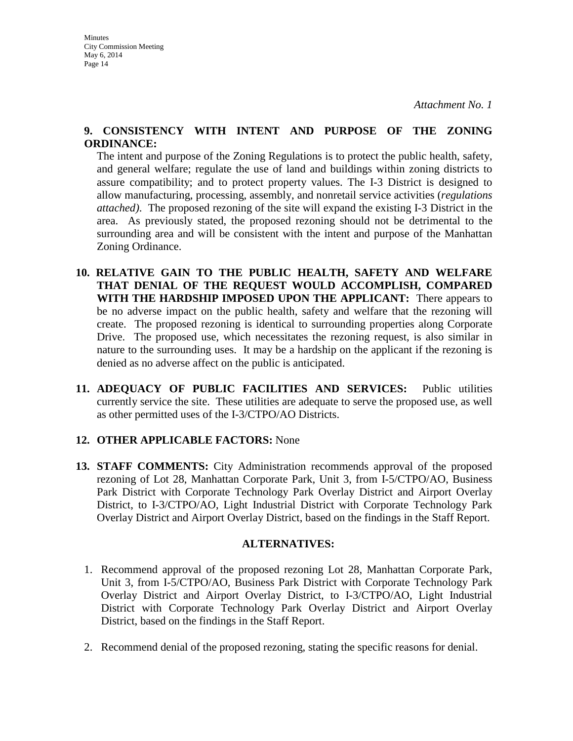*Attachment No. 1*

**9. CONSISTENCY WITH INTENT AND PURPOSE OF THE ZONING ORDINANCE:**

The intent and purpose of the Zoning Regulations is to protect the public health, safety, and general welfare; regulate the use of land and buildings within zoning districts to assure compatibility; and to protect property values. The I-3 District is designed to allow manufacturing, processing, assembly, and nonretail service activities (*regulations attached)*. The proposed rezoning of the site will expand the existing I-3 District in the area. As previously stated, the proposed rezoning should not be detrimental to the surrounding area and will be consistent with the intent and purpose of the Manhattan Zoning Ordinance.

**10. RELATIVE GAIN TO THE PUBLIC HEALTH, SAFETY AND WELFARE THAT DENIAL OF THE REQUEST WOULD ACCOMPLISH, COMPARED WITH THE HARDSHIP IMPOSED UPON THE APPLICANT:** There appears to be no adverse impact on the public health, safety and welfare that the rezoning will create. The proposed rezoning is identical to surrounding properties along Corporate Drive. The proposed use, which necessitates the rezoning request, is also similar in nature to the surrounding uses. It may be a hardship on the applicant if the rezoning is denied as no adverse affect on the public is anticipated.

**11. ADEQUACY OF PUBLIC FACILITIES AND SERVICES:** Public utilities currently service the site. These utilities are adequate to serve the proposed use, as well as other permitted uses of the I-3/CTPO/AO Districts.

**12. OTHER APPLICABLE FACTORS:** None

**13. STAFF COMMENTS:** City Administration recommends approval of the proposed rezoning of Lot 28, Manhattan Corporate Park, Unit 3, from I-5/CTPO/AO, Business Park District with Corporate Technology Park Overlay District and Airport Overlay District, to I-3/CTPO/AO, Light Industrial District with Corporate Technology Park Overlay District and Airport Overlay District, based on the findings in the Staff Report.

**ALTERNATIVES:**

1. Recommend approval of the proposed rezoning Lot 28, Manhattan Corporate Park, Unit 3, from I-5/CTPO/AO, Business Park District with Corporate Technology Park Overlay District and Airport Overlay District, to I-3/CTPO/AO, Light Industrial District with Corporate Technology Park Overlay District and Airport Overlay District, based on the findings in the Staff Report.

2. Recommend denial of the proposed rezoning, stating the specific reasons for denial.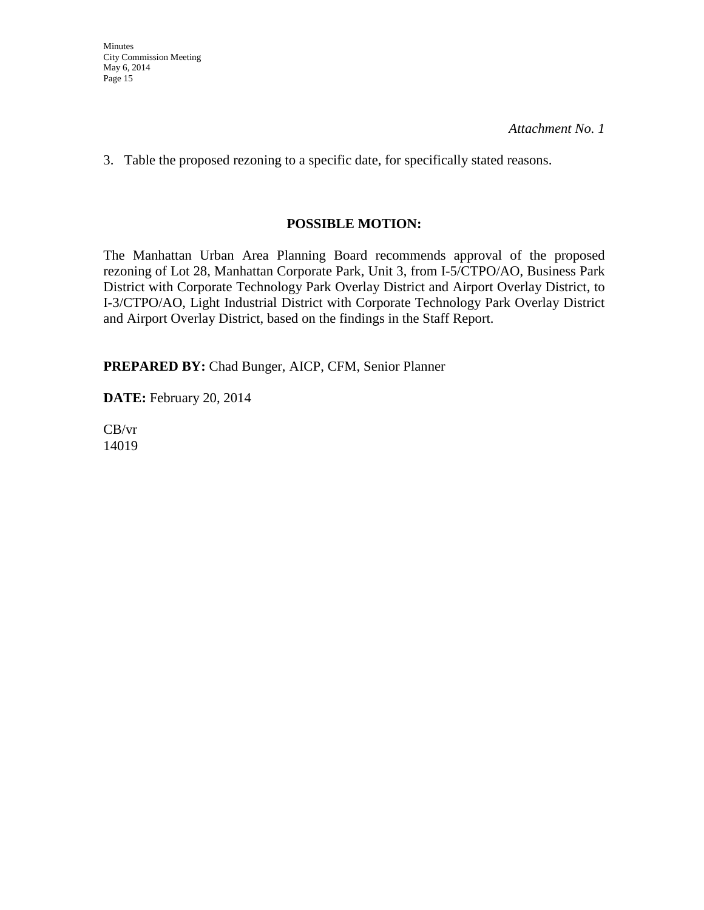*Attachment No. 1*

3. Table the proposed rezoning to a specific date, for specifically stated reasons.

**POSSIBLE MOTION:**

The Manhattan Urban Area Planning Board recommends approval of the proposed rezoning of Lot 28, Manhattan Corporate Park, Unit 3, from I-5/CTPO/AO, Business Park District with Corporate Technology Park Overlay District and Airport Overlay District, to I-3/CTPO/AO, Light Industrial District with Corporate Technology Park Overlay District and Airport Overlay District, based on the findings in the Staff Report.

**PREPARED BY:** Chad Bunger, AICP, CFM, Senior Planner

**DATE:** February 20, 2014

CB/vr
14019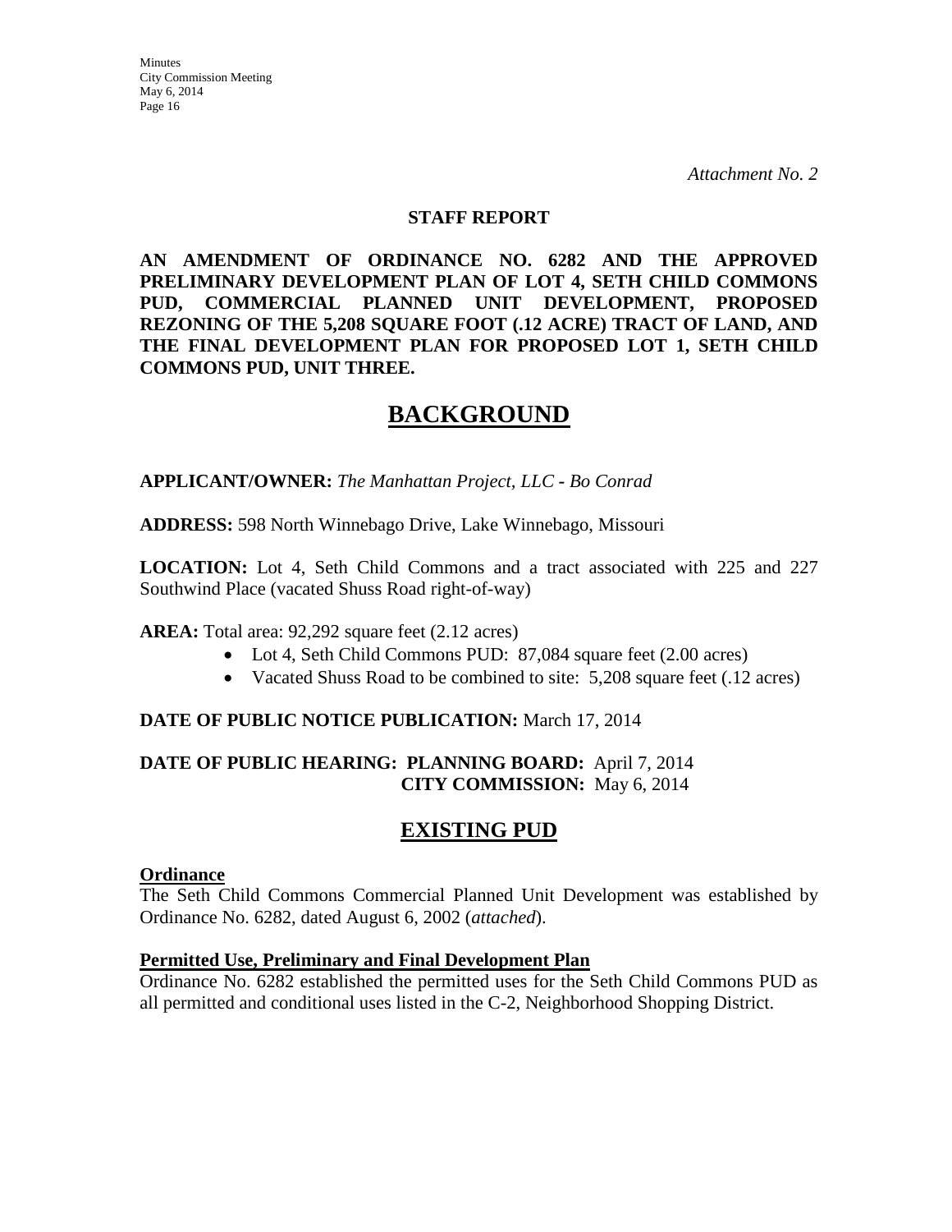*Attachment No. 2*

**STAFF REPORT**

**AN AMENDMENT OF ORDINANCE NO. 6282 AND THE APPROVED PRELIMINARY DEVELOPMENT PLAN OF LOT 4, SETH CHILD COMMONS PUD, COMMERCIAL PLANNED UNIT DEVELOPMENT, PROPOSED REZONING OF THE 5,208 SQUARE FOOT (.12 ACRE) TRACT OF LAND, AND THE FINAL DEVELOPMENT PLAN FOR PROPOSED LOT 1, SETH CHILD COMMONS PUD, UNIT THREE.**

# BACKGROUND

**APPLICANT/OWNER:** *The Manhattan Project, LLC - Bo Conrad*

**ADDRESS:** 598 North Winnebago Drive, Lake Winnebago, Missouri

**LOCATION:** Lot 4, Seth Child Commons and a tract associated with 225 and 227 Southwind Place (vacated Shuss Road right-of-way)

**AREA:** Total area: 92,292 square feet (2.12 acres)

- Lot 4, Seth Child Commons PUD: 87,084 square feet (2.00 acres)
- Vacated Shuss Road to be combined to site: 5,208 square feet (.12 acres)

**DATE OF PUBLIC NOTICE PUBLICATION:** March 17, 2014

**DATE OF PUBLIC HEARING: PLANNING BOARD:** April 7, 2014
**CITY COMMISSION:** May 6, 2014

## EXISTING PUD

**Ordinance**

The Seth Child Commons Commercial Planned Unit Development was established by Ordinance No. 6282, dated August 6, 2002 (*attached*).

**Permitted Use, Preliminary and Final Development Plan**

Ordinance No. 6282 established the permitted uses for the Seth Child Commons PUD as all permitted and conditional uses listed in the C-2, Neighborhood Shopping District.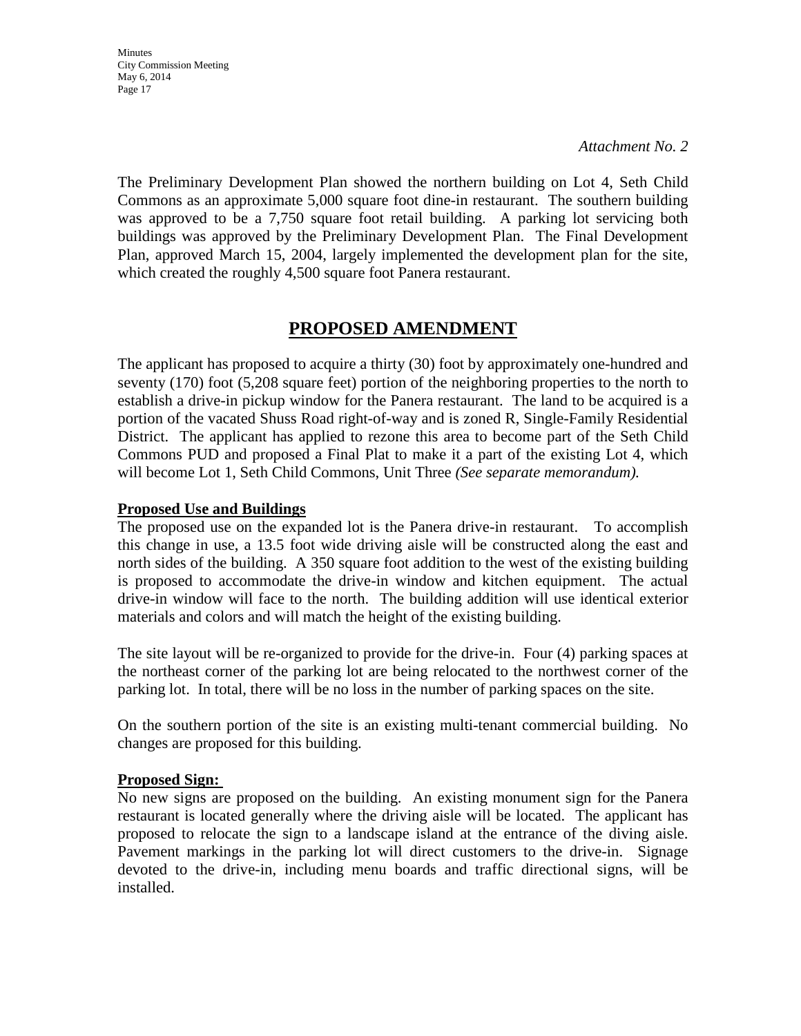*Attachment No. 2*

The Preliminary Development Plan showed the northern building on Lot 4, Seth Child Commons as an approximate 5,000 square foot dine-in restaurant. The southern building was approved to be a 7,750 square foot retail building. A parking lot servicing both buildings was approved by the Preliminary Development Plan. The Final Development Plan, approved March 15, 2004, largely implemented the development plan for the site, which created the roughly 4,500 square foot Panera restaurant.

## PROPOSED AMENDMENT

The applicant has proposed to acquire a thirty (30) foot by approximately one-hundred and seventy (170) foot (5,208 square feet) portion of the neighboring properties to the north to establish a drive-in pickup window for the Panera restaurant. The land to be acquired is a portion of the vacated Shuss Road right-of-way and is zoned R, Single-Family Residential District. The applicant has applied to rezone this area to become part of the Seth Child Commons PUD and proposed a Final Plat to make it a part of the existing Lot 4, which will become Lot 1, Seth Child Commons, Unit Three *(See separate memorandum).*

**Proposed Use and Buildings**

The proposed use on the expanded lot is the Panera drive-in restaurant. To accomplish this change in use, a 13.5 foot wide driving aisle will be constructed along the east and north sides of the building. A 350 square foot addition to the west of the existing building is proposed to accommodate the drive-in window and kitchen equipment. The actual drive-in window will face to the north. The building addition will use identical exterior materials and colors and will match the height of the existing building.

The site layout will be re-organized to provide for the drive-in. Four (4) parking spaces at the northeast corner of the parking lot are being relocated to the northwest corner of the parking lot. In total, there will be no loss in the number of parking spaces on the site.

On the southern portion of the site is an existing multi-tenant commercial building. No changes are proposed for this building.

**Proposed Sign:**

No new signs are proposed on the building. An existing monument sign for the Panera restaurant is located generally where the driving aisle will be located. The applicant has proposed to relocate the sign to a landscape island at the entrance of the diving aisle. Pavement markings in the parking lot will direct customers to the drive-in. Signage devoted to the drive-in, including menu boards and traffic directional signs, will be installed.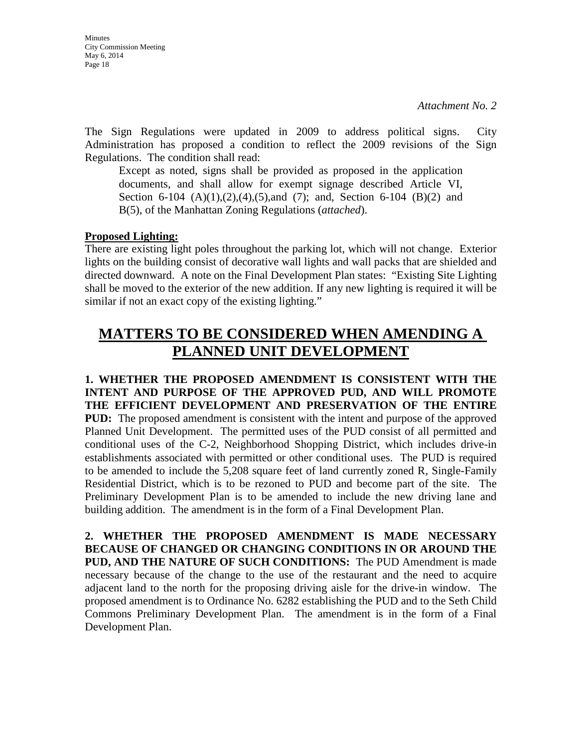*Attachment No. 2*

The Sign Regulations were updated in 2009 to address political signs. City Administration has proposed a condition to reflect the 2009 revisions of the Sign Regulations. The condition shall read:

> Except as noted, signs shall be provided as proposed in the application documents, and shall allow for exempt signage described Article VI, Section 6-104 (A)(1),(2),(4),(5),and (7); and, Section 6-104 (B)(2) and B(5), of the Manhattan Zoning Regulations (*attached*).

**Proposed Lighting:**

There are existing light poles throughout the parking lot, which will not change. Exterior lights on the building consist of decorative wall lights and wall packs that are shielded and directed downward. A note on the Final Development Plan states: "Existing Site Lighting shall be moved to the exterior of the new addition. If any new lighting is required it will be similar if not an exact copy of the existing lighting."

# MATTERS TO BE CONSIDERED WHEN AMENDING A PLANNED UNIT DEVELOPMENT

**1. WHETHER THE PROPOSED AMENDMENT IS CONSISTENT WITH THE INTENT AND PURPOSE OF THE APPROVED PUD, AND WILL PROMOTE THE EFFICIENT DEVELOPMENT AND PRESERVATION OF THE ENTIRE PUD:** The proposed amendment is consistent with the intent and purpose of the approved Planned Unit Development. The permitted uses of the PUD consist of all permitted and conditional uses of the C-2, Neighborhood Shopping District, which includes drive-in establishments associated with permitted or other conditional uses. The PUD is required to be amended to include the 5,208 square feet of land currently zoned R, Single-Family Residential District, which is to be rezoned to PUD and become part of the site. The Preliminary Development Plan is to be amended to include the new driving lane and building addition. The amendment is in the form of a Final Development Plan.

**2. WHETHER THE PROPOSED AMENDMENT IS MADE NECESSARY BECAUSE OF CHANGED OR CHANGING CONDITIONS IN OR AROUND THE PUD, AND THE NATURE OF SUCH CONDITIONS:** The PUD Amendment is made necessary because of the change to the use of the restaurant and the need to acquire adjacent land to the north for the proposing driving aisle for the drive-in window. The proposed amendment is to Ordinance No. 6282 establishing the PUD and to the Seth Child Commons Preliminary Development Plan. The amendment is in the form of a Final Development Plan.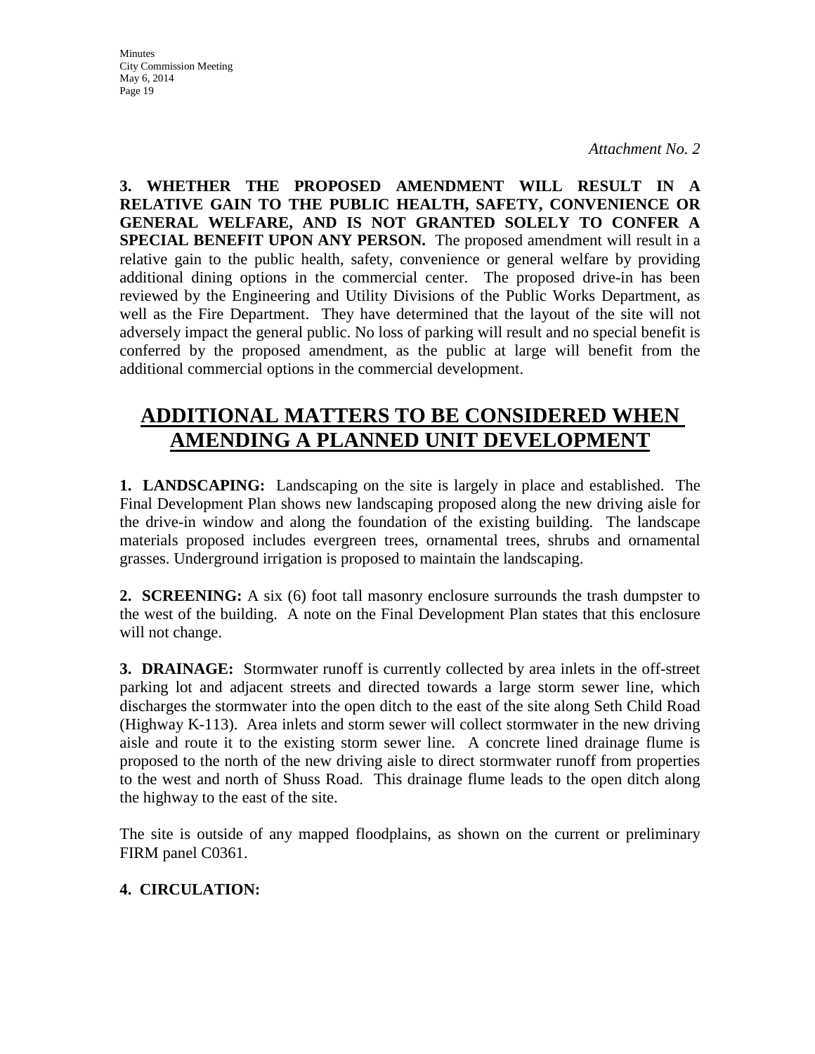*Attachment No. 2*

**3. WHETHER THE PROPOSED AMENDMENT WILL RESULT IN A RELATIVE GAIN TO THE PUBLIC HEALTH, SAFETY, CONVENIENCE OR GENERAL WELFARE, AND IS NOT GRANTED SOLELY TO CONFER A SPECIAL BENEFIT UPON ANY PERSON.** The proposed amendment will result in a relative gain to the public health, safety, convenience or general welfare by providing additional dining options in the commercial center. The proposed drive-in has been reviewed by the Engineering and Utility Divisions of the Public Works Department, as well as the Fire Department. They have determined that the layout of the site will not adversely impact the general public. No loss of parking will result and no special benefit is conferred by the proposed amendment, as the public at large will benefit from the additional commercial options in the commercial development.

## ADDITIONAL MATTERS TO BE CONSIDERED WHEN AMENDING A PLANNED UNIT DEVELOPMENT

**1. LANDSCAPING:** Landscaping on the site is largely in place and established. The Final Development Plan shows new landscaping proposed along the new driving aisle for the drive-in window and along the foundation of the existing building. The landscape materials proposed includes evergreen trees, ornamental trees, shrubs and ornamental grasses. Underground irrigation is proposed to maintain the landscaping.

**2. SCREENING:** A six (6) foot tall masonry enclosure surrounds the trash dumpster to the west of the building. A note on the Final Development Plan states that this enclosure will not change.

**3. DRAINAGE:** Stormwater runoff is currently collected by area inlets in the off-street parking lot and adjacent streets and directed towards a large storm sewer line, which discharges the stormwater into the open ditch to the east of the site along Seth Child Road (Highway K-113). Area inlets and storm sewer will collect stormwater in the new driving aisle and route it to the existing storm sewer line. A concrete lined drainage flume is proposed to the north of the new driving aisle to direct stormwater runoff from properties to the west and north of Shuss Road. This drainage flume leads to the open ditch along the highway to the east of the site.

The site is outside of any mapped floodplains, as shown on the current or preliminary FIRM panel C0361.

**4. CIRCULATION:**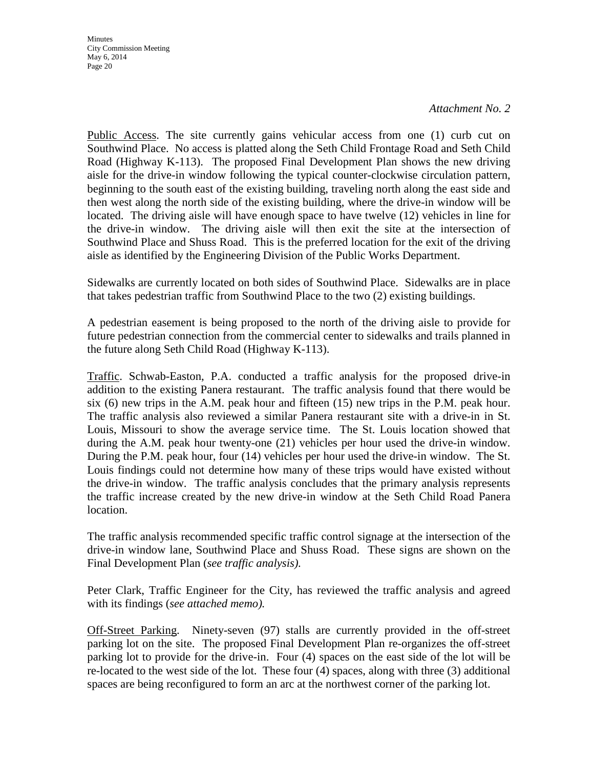*Attachment No. 2*

Public Access. The site currently gains vehicular access from one (1) curb cut on Southwind Place. No access is platted along the Seth Child Frontage Road and Seth Child Road (Highway K-113). The proposed Final Development Plan shows the new driving aisle for the drive-in window following the typical counter-clockwise circulation pattern, beginning to the south east of the existing building, traveling north along the east side and then west along the north side of the existing building, where the drive-in window will be located. The driving aisle will have enough space to have twelve (12) vehicles in line for the drive-in window. The driving aisle will then exit the site at the intersection of Southwind Place and Shuss Road. This is the preferred location for the exit of the driving aisle as identified by the Engineering Division of the Public Works Department.

Sidewalks are currently located on both sides of Southwind Place. Sidewalks are in place that takes pedestrian traffic from Southwind Place to the two (2) existing buildings.

A pedestrian easement is being proposed to the north of the driving aisle to provide for future pedestrian connection from the commercial center to sidewalks and trails planned in the future along Seth Child Road (Highway K-113).

Traffic. Schwab-Easton, P.A. conducted a traffic analysis for the proposed drive-in addition to the existing Panera restaurant. The traffic analysis found that there would be six (6) new trips in the A.M. peak hour and fifteen (15) new trips in the P.M. peak hour. The traffic analysis also reviewed a similar Panera restaurant site with a drive-in in St. Louis, Missouri to show the average service time. The St. Louis location showed that during the A.M. peak hour twenty-one (21) vehicles per hour used the drive-in window. During the P.M. peak hour, four (14) vehicles per hour used the drive-in window. The St. Louis findings could not determine how many of these trips would have existed without the drive-in window. The traffic analysis concludes that the primary analysis represents the traffic increase created by the new drive-in window at the Seth Child Road Panera location.

The traffic analysis recommended specific traffic control signage at the intersection of the drive-in window lane, Southwind Place and Shuss Road. These signs are shown on the Final Development Plan (*see traffic analysis).*

Peter Clark, Traffic Engineer for the City, has reviewed the traffic analysis and agreed with its findings (*see attached memo).*

Off-Street Parking. Ninety-seven (97) stalls are currently provided in the off-street parking lot on the site. The proposed Final Development Plan re-organizes the off-street parking lot to provide for the drive-in. Four (4) spaces on the east side of the lot will be re-located to the west side of the lot. These four (4) spaces, along with three (3) additional spaces are being reconfigured to form an arc at the northwest corner of the parking lot.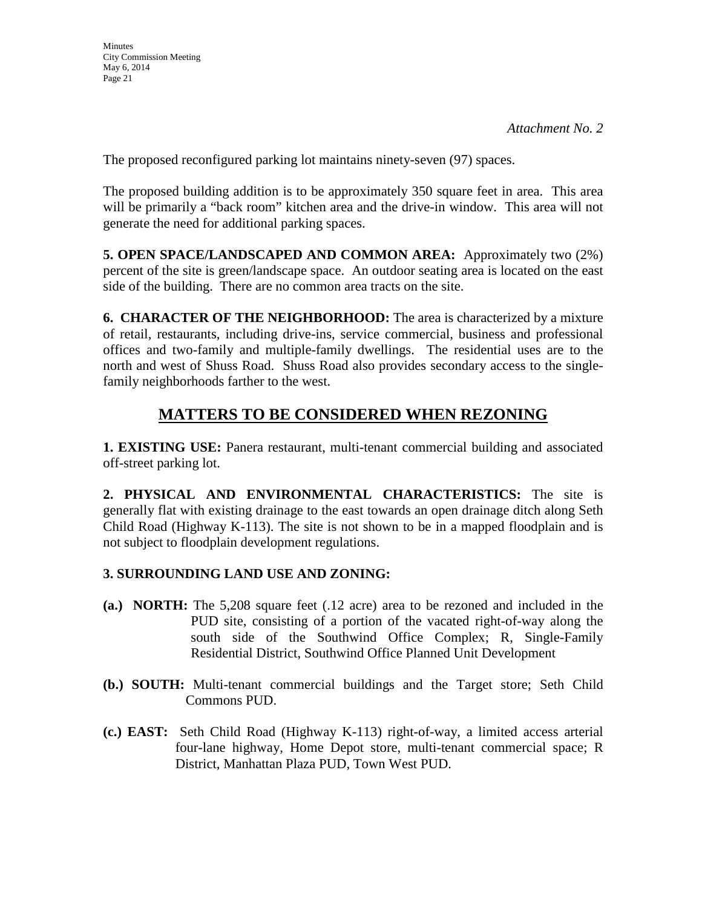*Attachment No. 2*

The proposed reconfigured parking lot maintains ninety-seven (97) spaces.

The proposed building addition is to be approximately 350 square feet in area. This area will be primarily a "back room" kitchen area and the drive-in window. This area will not generate the need for additional parking spaces.

**5. OPEN SPACE/LANDSCAPED AND COMMON AREA:** Approximately two (2%) percent of the site is green/landscape space. An outdoor seating area is located on the east side of the building. There are no common area tracts on the site.

**6. CHARACTER OF THE NEIGHBORHOOD:** The area is characterized by a mixture of retail, restaurants, including drive-ins, service commercial, business and professional offices and two-family and multiple-family dwellings. The residential uses are to the north and west of Shuss Road. Shuss Road also provides secondary access to the single-family neighborhoods farther to the west.

## MATTERS TO BE CONSIDERED WHEN REZONING

**1. EXISTING USE:** Panera restaurant, multi-tenant commercial building and associated off-street parking lot.

**2. PHYSICAL AND ENVIRONMENTAL CHARACTERISTICS:** The site is generally flat with existing drainage to the east towards an open drainage ditch along Seth Child Road (Highway K-113). The site is not shown to be in a mapped floodplain and is not subject to floodplain development regulations.

**3. SURROUNDING LAND USE AND ZONING:**

**(a.) NORTH:** The 5,208 square feet (.12 acre) area to be rezoned and included in the PUD site, consisting of a portion of the vacated right-of-way along the south side of the Southwind Office Complex; R, Single-Family Residential District, Southwind Office Planned Unit Development

**(b.) SOUTH:** Multi-tenant commercial buildings and the Target store; Seth Child Commons PUD.

**(c.) EAST:** Seth Child Road (Highway K-113) right-of-way, a limited access arterial four-lane highway, Home Depot store, multi-tenant commercial space; R District, Manhattan Plaza PUD, Town West PUD.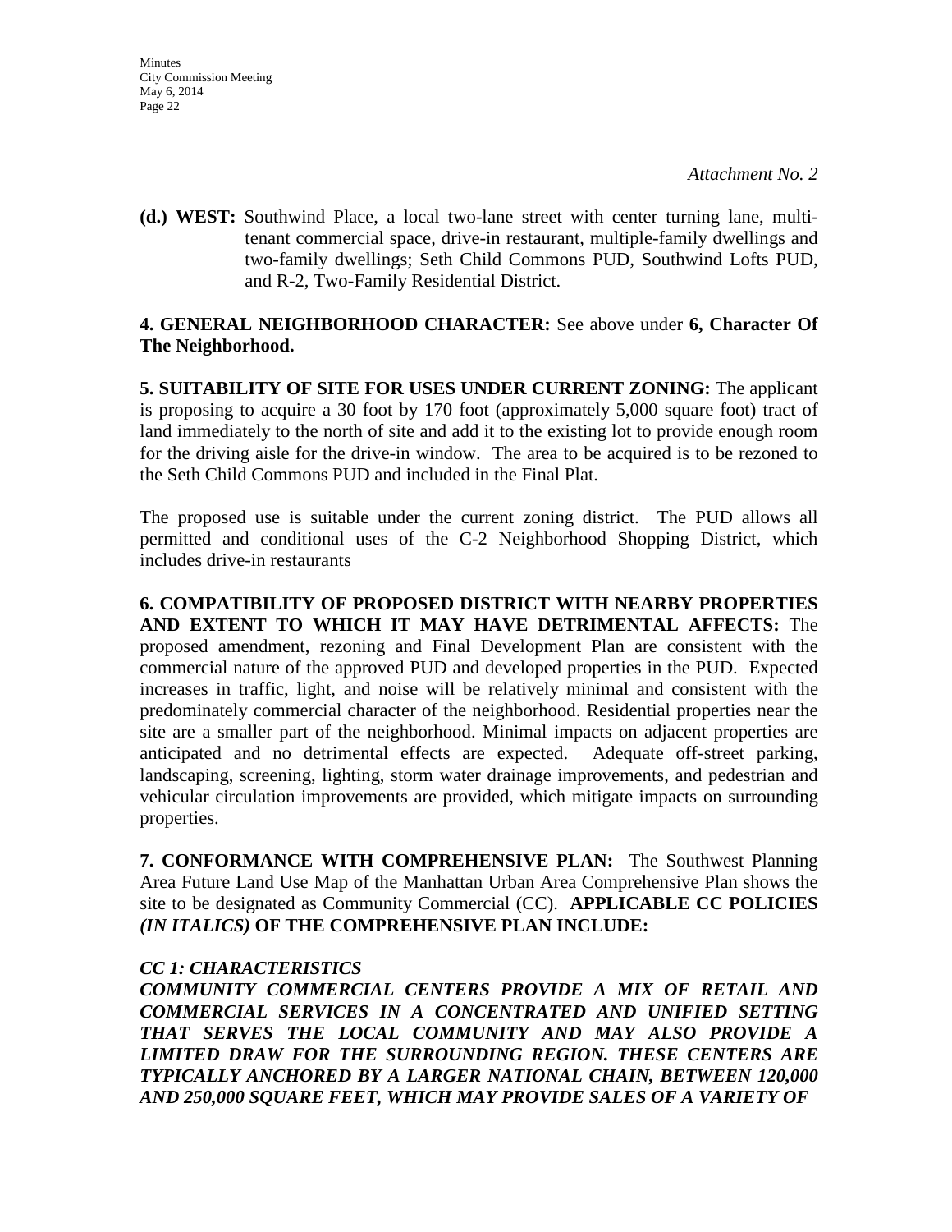*Attachment No. 2*

**(d.) WEST:** Southwind Place, a local two-lane street with center turning lane, multi-tenant commercial space, drive-in restaurant, multiple-family dwellings and two-family dwellings; Seth Child Commons PUD, Southwind Lofts PUD, and R-2, Two-Family Residential District.

**4. GENERAL NEIGHBORHOOD CHARACTER:** See above under **6, Character Of The Neighborhood.**

**5. SUITABILITY OF SITE FOR USES UNDER CURRENT ZONING:** The applicant is proposing to acquire a 30 foot by 170 foot (approximately 5,000 square foot) tract of land immediately to the north of site and add it to the existing lot to provide enough room for the driving aisle for the drive-in window. The area to be acquired is to be rezoned to the Seth Child Commons PUD and included in the Final Plat.

The proposed use is suitable under the current zoning district. The PUD allows all permitted and conditional uses of the C-2 Neighborhood Shopping District, which includes drive-in restaurants

**6. COMPATIBILITY OF PROPOSED DISTRICT WITH NEARBY PROPERTIES AND EXTENT TO WHICH IT MAY HAVE DETRIMENTAL AFFECTS:** The proposed amendment, rezoning and Final Development Plan are consistent with the commercial nature of the approved PUD and developed properties in the PUD. Expected increases in traffic, light, and noise will be relatively minimal and consistent with the predominately commercial character of the neighborhood. Residential properties near the site are a smaller part of the neighborhood. Minimal impacts on adjacent properties are anticipated and no detrimental effects are expected. Adequate off-street parking, landscaping, screening, lighting, storm water drainage improvements, and pedestrian and vehicular circulation improvements are provided, which mitigate impacts on surrounding properties.

**7. CONFORMANCE WITH COMPREHENSIVE PLAN:** The Southwest Planning Area Future Land Use Map of the Manhattan Urban Area Comprehensive Plan shows the site to be designated as Community Commercial (CC). **APPLICABLE CC POLICIES *(IN ITALICS)* OF THE COMPREHENSIVE PLAN INCLUDE:**

***CC 1: CHARACTERISTICS***

***COMMUNITY COMMERCIAL CENTERS PROVIDE A MIX OF RETAIL AND COMMERCIAL SERVICES IN A CONCENTRATED AND UNIFIED SETTING THAT SERVES THE LOCAL COMMUNITY AND MAY ALSO PROVIDE A LIMITED DRAW FOR THE SURROUNDING REGION. THESE CENTERS ARE TYPICALLY ANCHORED BY A LARGER NATIONAL CHAIN, BETWEEN 120,000 AND 250,000 SQUARE FEET, WHICH MAY PROVIDE SALES OF A VARIETY OF***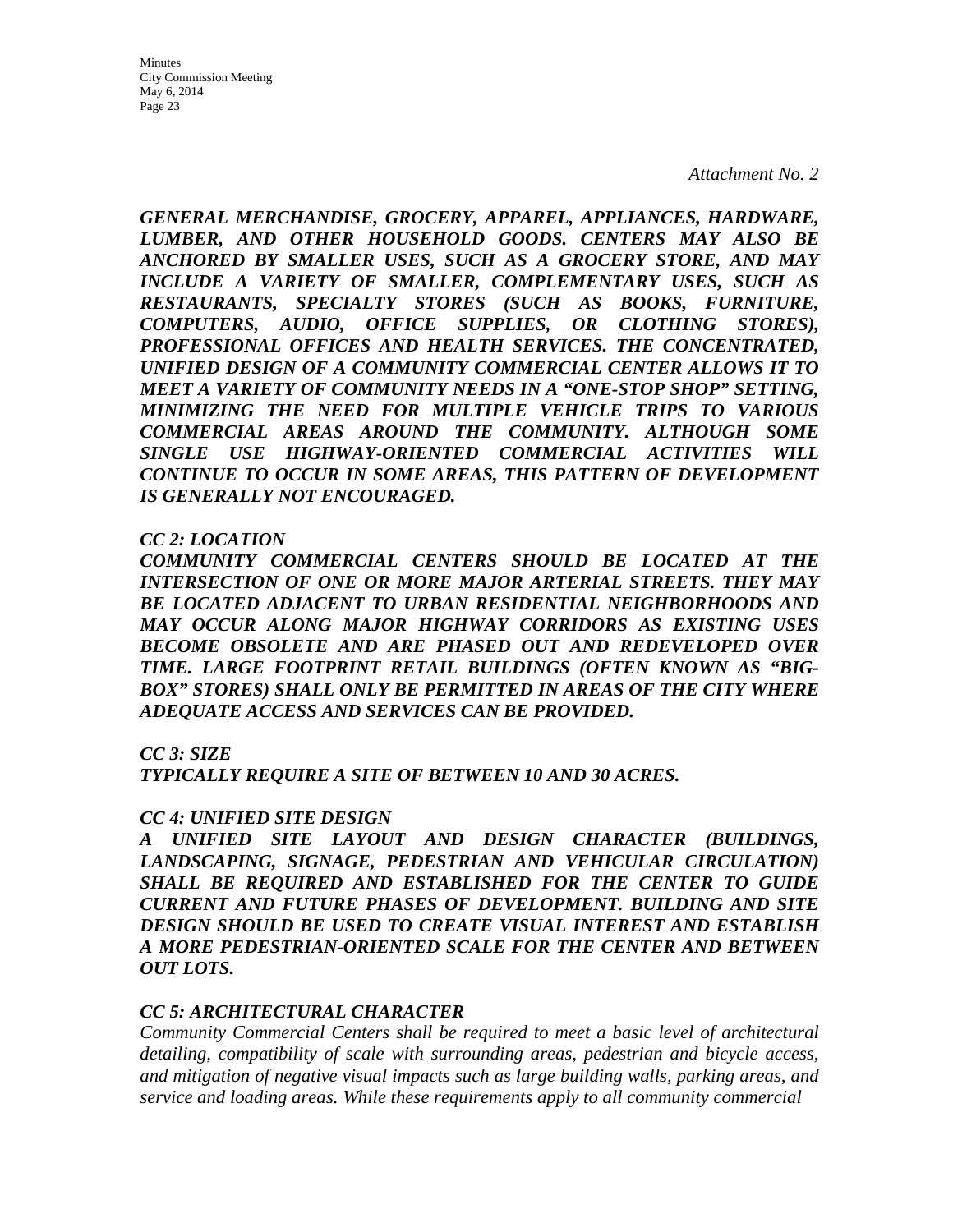*Attachment No. 2*

***GENERAL MERCHANDISE, GROCERY, APPAREL, APPLIANCES, HARDWARE, LUMBER, AND OTHER HOUSEHOLD GOODS. CENTERS MAY ALSO BE ANCHORED BY SMALLER USES, SUCH AS A GROCERY STORE, AND MAY INCLUDE A VARIETY OF SMALLER, COMPLEMENTARY USES, SUCH AS RESTAURANTS, SPECIALTY STORES (SUCH AS BOOKS, FURNITURE, COMPUTERS, AUDIO, OFFICE SUPPLIES, OR CLOTHING STORES), PROFESSIONAL OFFICES AND HEALTH SERVICES. THE CONCENTRATED, UNIFIED DESIGN OF A COMMUNITY COMMERCIAL CENTER ALLOWS IT TO MEET A VARIETY OF COMMUNITY NEEDS IN A "ONE-STOP SHOP" SETTING, MINIMIZING THE NEED FOR MULTIPLE VEHICLE TRIPS TO VARIOUS COMMERCIAL AREAS AROUND THE COMMUNITY. ALTHOUGH SOME SINGLE USE HIGHWAY-ORIENTED COMMERCIAL ACTIVITIES WILL CONTINUE TO OCCUR IN SOME AREAS, THIS PATTERN OF DEVELOPMENT IS GENERALLY NOT ENCOURAGED.***

***CC 2: LOCATION***

***COMMUNITY COMMERCIAL CENTERS SHOULD BE LOCATED AT THE INTERSECTION OF ONE OR MORE MAJOR ARTERIAL STREETS. THEY MAY BE LOCATED ADJACENT TO URBAN RESIDENTIAL NEIGHBORHOODS AND MAY OCCUR ALONG MAJOR HIGHWAY CORRIDORS AS EXISTING USES BECOME OBSOLETE AND ARE PHASED OUT AND REDEVELOPED OVER TIME. LARGE FOOTPRINT RETAIL BUILDINGS (OFTEN KNOWN AS "BIG-BOX" STORES) SHALL ONLY BE PERMITTED IN AREAS OF THE CITY WHERE ADEQUATE ACCESS AND SERVICES CAN BE PROVIDED.***

***CC 3: SIZE***

***TYPICALLY REQUIRE A SITE OF BETWEEN 10 AND 30 ACRES.***

***CC 4: UNIFIED SITE DESIGN***

***A UNIFIED SITE LAYOUT AND DESIGN CHARACTER (BUILDINGS, LANDSCAPING, SIGNAGE, PEDESTRIAN AND VEHICULAR CIRCULATION) SHALL BE REQUIRED AND ESTABLISHED FOR THE CENTER TO GUIDE CURRENT AND FUTURE PHASES OF DEVELOPMENT. BUILDING AND SITE DESIGN SHOULD BE USED TO CREATE VISUAL INTEREST AND ESTABLISH A MORE PEDESTRIAN-ORIENTED SCALE FOR THE CENTER AND BETWEEN OUT LOTS.***

***CC 5: ARCHITECTURAL CHARACTER***

*Community Commercial Centers shall be required to meet a basic level of architectural detailing, compatibility of scale with surrounding areas, pedestrian and bicycle access, and mitigation of negative visual impacts such as large building walls, parking areas, and service and loading areas. While these requirements apply to all community commercial*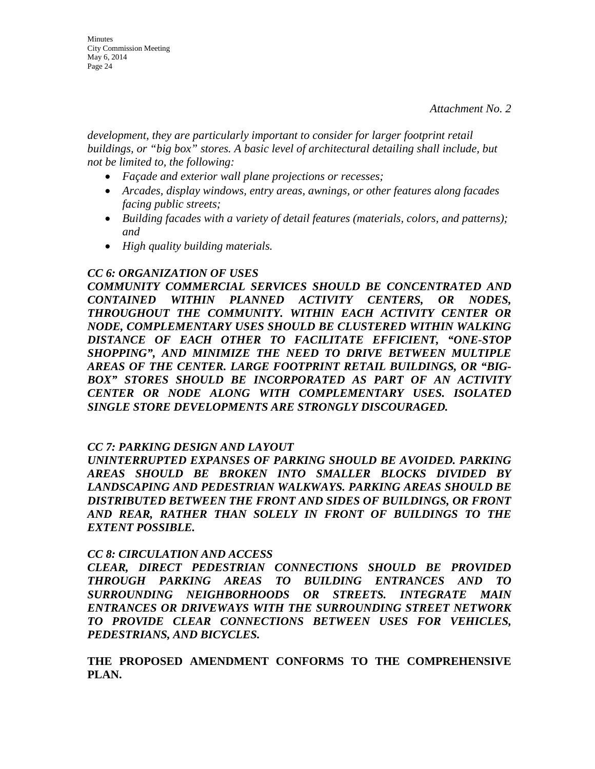*Attachment No. 2*

*development, they are particularly important to consider for larger footprint retail buildings, or "big box" stores. A basic level of architectural detailing shall include, but not be limited to, the following:*

- *Façade and exterior wall plane projections or recesses;*
- *Arcades, display windows, entry areas, awnings, or other features along facades facing public streets;*
- *Building facades with a variety of detail features (materials, colors, and patterns); and*
- *High quality building materials.*

***CC 6: ORGANIZATION OF USES***

***COMMUNITY COMMERCIAL SERVICES SHOULD BE CONCENTRATED AND CONTAINED WITHIN PLANNED ACTIVITY CENTERS, OR NODES, THROUGHOUT THE COMMUNITY. WITHIN EACH ACTIVITY CENTER OR NODE, COMPLEMENTARY USES SHOULD BE CLUSTERED WITHIN WALKING DISTANCE OF EACH OTHER TO FACILITATE EFFICIENT, "ONE-STOP SHOPPING", AND MINIMIZE THE NEED TO DRIVE BETWEEN MULTIPLE AREAS OF THE CENTER. LARGE FOOTPRINT RETAIL BUILDINGS, OR "BIG-BOX" STORES SHOULD BE INCORPORATED AS PART OF AN ACTIVITY CENTER OR NODE ALONG WITH COMPLEMENTARY USES. ISOLATED SINGLE STORE DEVELOPMENTS ARE STRONGLY DISCOURAGED.***

***CC 7: PARKING DESIGN AND LAYOUT***

***UNINTERRUPTED EXPANSES OF PARKING SHOULD BE AVOIDED. PARKING AREAS SHOULD BE BROKEN INTO SMALLER BLOCKS DIVIDED BY LANDSCAPING AND PEDESTRIAN WALKWAYS. PARKING AREAS SHOULD BE DISTRIBUTED BETWEEN THE FRONT AND SIDES OF BUILDINGS, OR FRONT AND REAR, RATHER THAN SOLELY IN FRONT OF BUILDINGS TO THE EXTENT POSSIBLE.***

***CC 8: CIRCULATION AND ACCESS***

***CLEAR, DIRECT PEDESTRIAN CONNECTIONS SHOULD BE PROVIDED THROUGH PARKING AREAS TO BUILDING ENTRANCES AND TO SURROUNDING NEIGHBORHOODS OR STREETS. INTEGRATE MAIN ENTRANCES OR DRIVEWAYS WITH THE SURROUNDING STREET NETWORK TO PROVIDE CLEAR CONNECTIONS BETWEEN USES FOR VEHICLES, PEDESTRIANS, AND BICYCLES.***

**THE PROPOSED AMENDMENT CONFORMS TO THE COMPREHENSIVE PLAN.**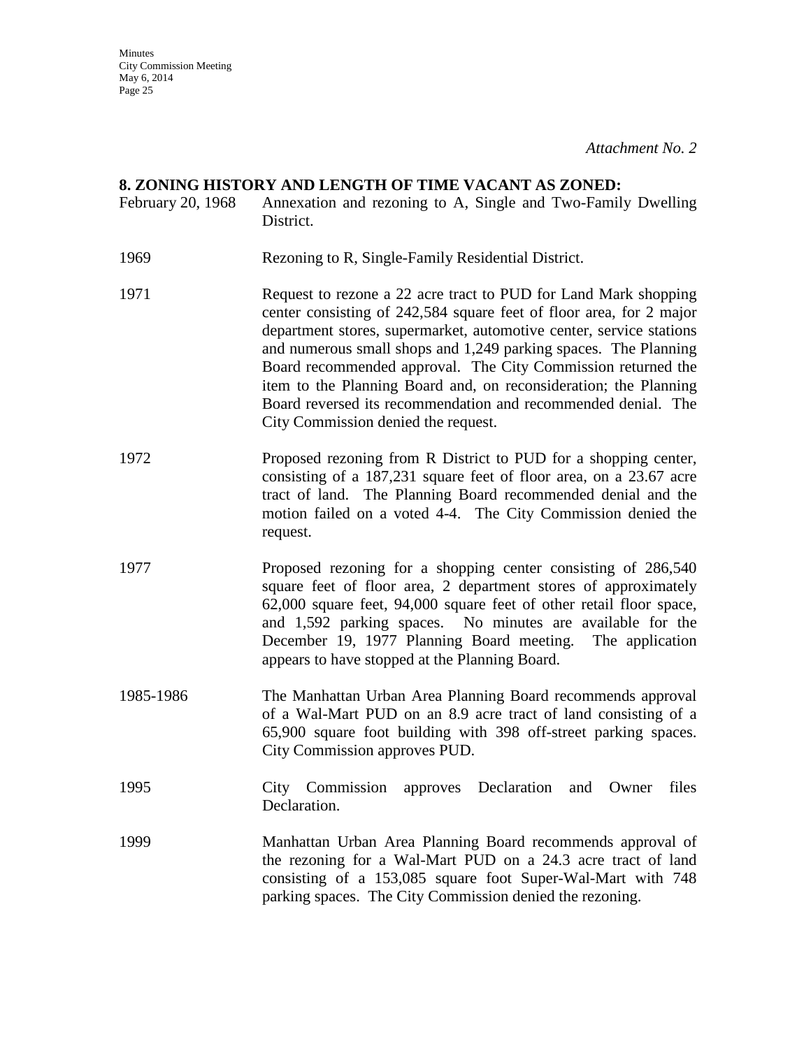*Attachment No. 2*

**8. ZONING HISTORY AND LENGTH OF TIME VACANT AS ZONED:**

| | |
|---|---|
| February 20, 1968 | Annexation and rezoning to A, Single and Two-Family Dwelling District. |
| 1969 | Rezoning to R, Single-Family Residential District. |
| 1971 | Request to rezone a 22 acre tract to PUD for Land Mark shopping center consisting of 242,584 square feet of floor area, for 2 major department stores, supermarket, automotive center, service stations and numerous small shops and 1,249 parking spaces. The Planning Board recommended approval. The City Commission returned the item to the Planning Board and, on reconsideration; the Planning Board reversed its recommendation and recommended denial. The City Commission denied the request. |
| 1972 | Proposed rezoning from R District to PUD for a shopping center, consisting of a 187,231 square feet of floor area, on a 23.67 acre tract of land. The Planning Board recommended denial and the motion failed on a voted 4-4. The City Commission denied the request. |
| 1977 | Proposed rezoning for a shopping center consisting of 286,540 square feet of floor area, 2 department stores of approximately 62,000 square feet, 94,000 square feet of other retail floor space, and 1,592 parking spaces. No minutes are available for the December 19, 1977 Planning Board meeting. The application appears to have stopped at the Planning Board. |
| 1985-1986 | The Manhattan Urban Area Planning Board recommends approval of a Wal-Mart PUD on an 8.9 acre tract of land consisting of a 65,900 square foot building with 398 off-street parking spaces. City Commission approves PUD. |
| 1995 | City Commission approves Declaration and Owner files Declaration. |
| 1999 | Manhattan Urban Area Planning Board recommends approval of the rezoning for a Wal-Mart PUD on a 24.3 acre tract of land consisting of a 153,085 square foot Super-Wal-Mart with 748 parking spaces. The City Commission denied the rezoning. |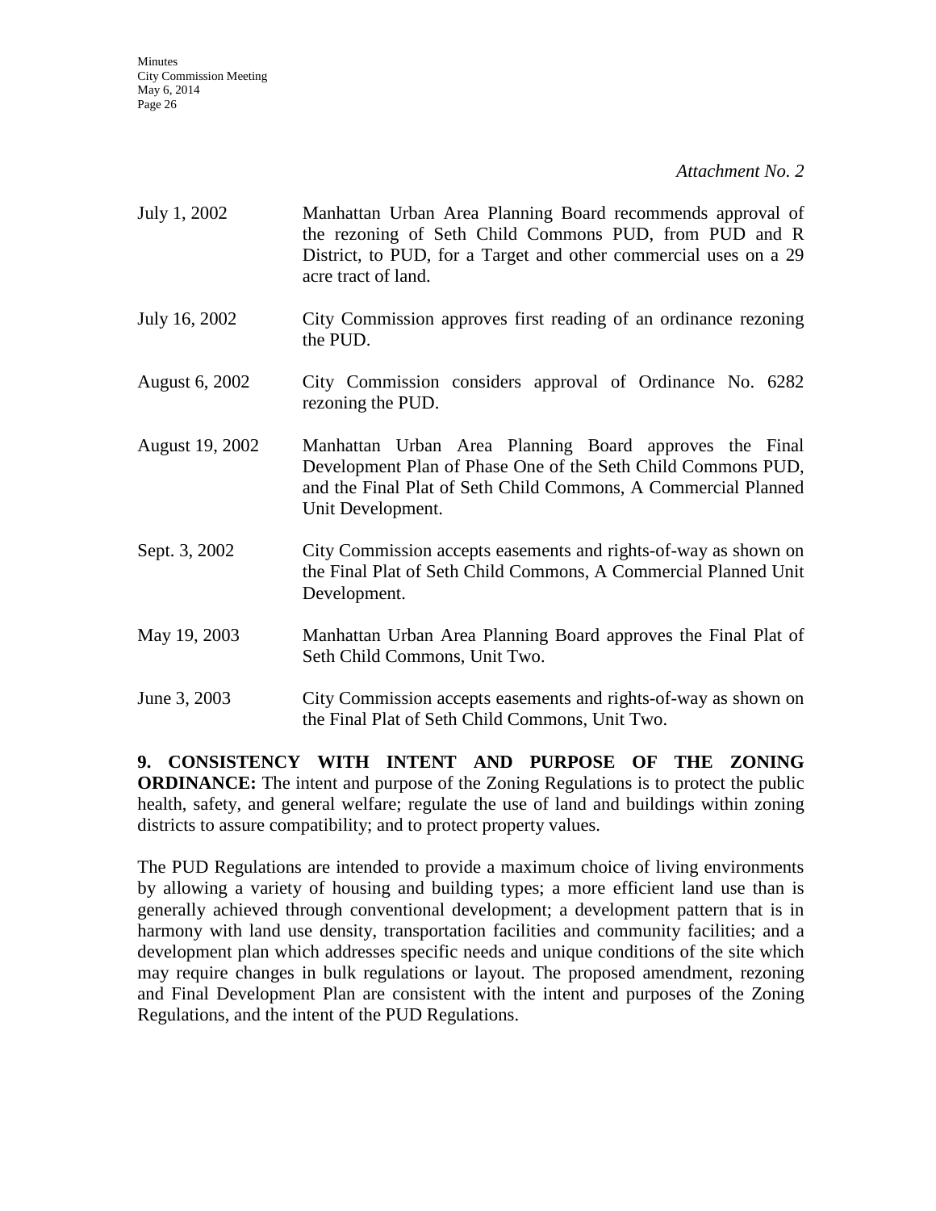*Attachment No. 2*

| | |
|---|---|
| July 1, 2002 | Manhattan Urban Area Planning Board recommends approval of the rezoning of Seth Child Commons PUD, from PUD and R District, to PUD, for a Target and other commercial uses on a 29 acre tract of land. |
| July 16, 2002 | City Commission approves first reading of an ordinance rezoning the PUD. |
| August 6, 2002 | City Commission considers approval of Ordinance No. 6282 rezoning the PUD. |
| August 19, 2002 | Manhattan Urban Area Planning Board approves the Final Development Plan of Phase One of the Seth Child Commons PUD, and the Final Plat of Seth Child Commons, A Commercial Planned Unit Development. |
| Sept. 3, 2002 | City Commission accepts easements and rights-of-way as shown on the Final Plat of Seth Child Commons, A Commercial Planned Unit Development. |
| May 19, 2003 | Manhattan Urban Area Planning Board approves the Final Plat of Seth Child Commons, Unit Two. |
| June 3, 2003 | City Commission accepts easements and rights-of-way as shown on the Final Plat of Seth Child Commons, Unit Two. |

**9. CONSISTENCY WITH INTENT AND PURPOSE OF THE ZONING ORDINANCE:** The intent and purpose of the Zoning Regulations is to protect the public health, safety, and general welfare; regulate the use of land and buildings within zoning districts to assure compatibility; and to protect property values.

The PUD Regulations are intended to provide a maximum choice of living environments by allowing a variety of housing and building types; a more efficient land use than is generally achieved through conventional development; a development pattern that is in harmony with land use density, transportation facilities and community facilities; and a development plan which addresses specific needs and unique conditions of the site which may require changes in bulk regulations or layout. The proposed amendment, rezoning and Final Development Plan are consistent with the intent and purposes of the Zoning Regulations, and the intent of the PUD Regulations.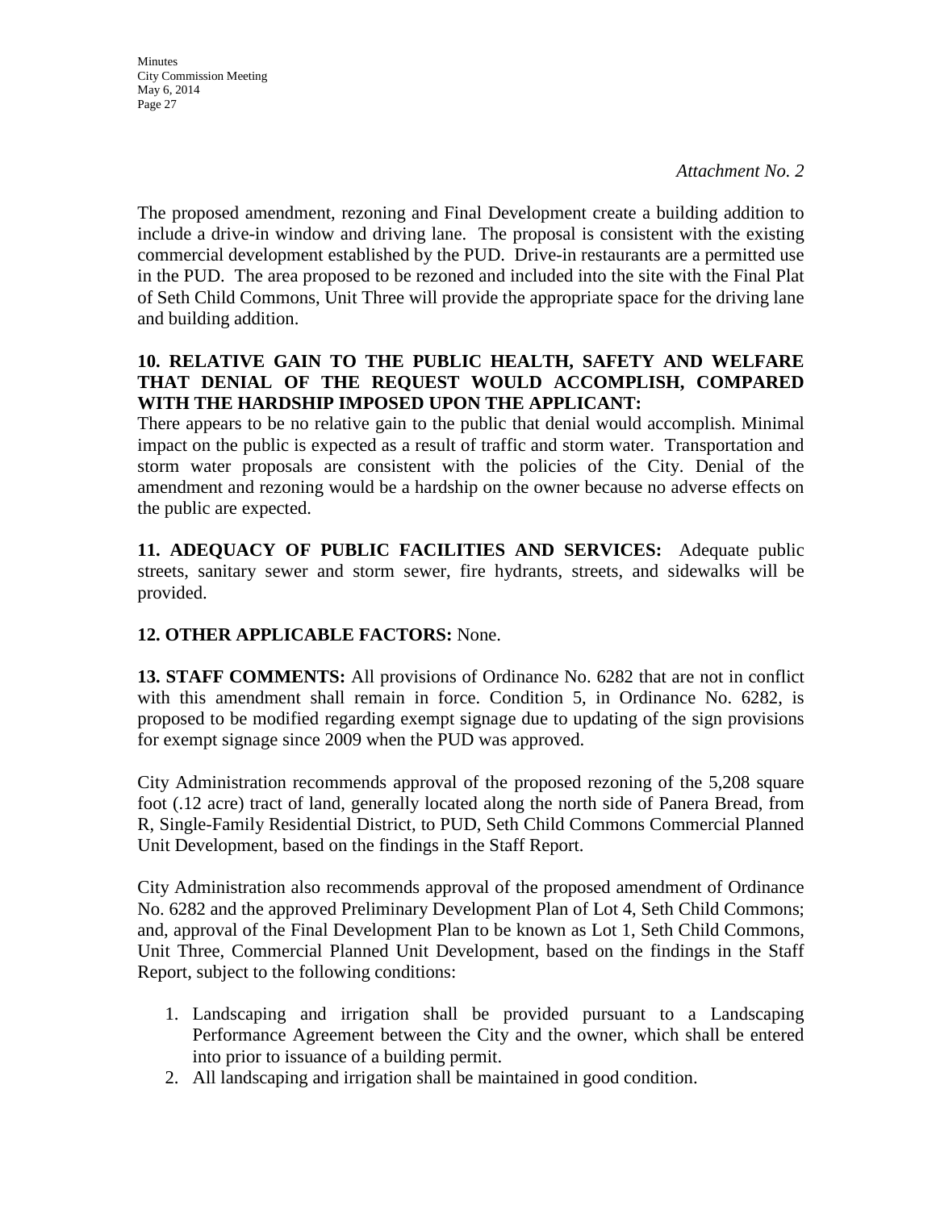*Attachment No. 2*

The proposed amendment, rezoning and Final Development create a building addition to include a drive-in window and driving lane. The proposal is consistent with the existing commercial development established by the PUD. Drive-in restaurants are a permitted use in the PUD. The area proposed to be rezoned and included into the site with the Final Plat of Seth Child Commons, Unit Three will provide the appropriate space for the driving lane and building addition.

**10. RELATIVE GAIN TO THE PUBLIC HEALTH, SAFETY AND WELFARE THAT DENIAL OF THE REQUEST WOULD ACCOMPLISH, COMPARED WITH THE HARDSHIP IMPOSED UPON THE APPLICANT:**
There appears to be no relative gain to the public that denial would accomplish. Minimal impact on the public is expected as a result of traffic and storm water. Transportation and storm water proposals are consistent with the policies of the City. Denial of the amendment and rezoning would be a hardship on the owner because no adverse effects on the public are expected.

**11. ADEQUACY OF PUBLIC FACILITIES AND SERVICES:** Adequate public streets, sanitary sewer and storm sewer, fire hydrants, streets, and sidewalks will be provided.

**12. OTHER APPLICABLE FACTORS:** None.

**13. STAFF COMMENTS:** All provisions of Ordinance No. 6282 that are not in conflict with this amendment shall remain in force. Condition 5, in Ordinance No. 6282, is proposed to be modified regarding exempt signage due to updating of the sign provisions for exempt signage since 2009 when the PUD was approved.

City Administration recommends approval of the proposed rezoning of the 5,208 square foot (.12 acre) tract of land, generally located along the north side of Panera Bread, from R, Single-Family Residential District, to PUD, Seth Child Commons Commercial Planned Unit Development, based on the findings in the Staff Report.

City Administration also recommends approval of the proposed amendment of Ordinance No. 6282 and the approved Preliminary Development Plan of Lot 4, Seth Child Commons; and, approval of the Final Development Plan to be known as Lot 1, Seth Child Commons, Unit Three, Commercial Planned Unit Development, based on the findings in the Staff Report, subject to the following conditions:

1. Landscaping and irrigation shall be provided pursuant to a Landscaping Performance Agreement between the City and the owner, which shall be entered into prior to issuance of a building permit.
2. All landscaping and irrigation shall be maintained in good condition.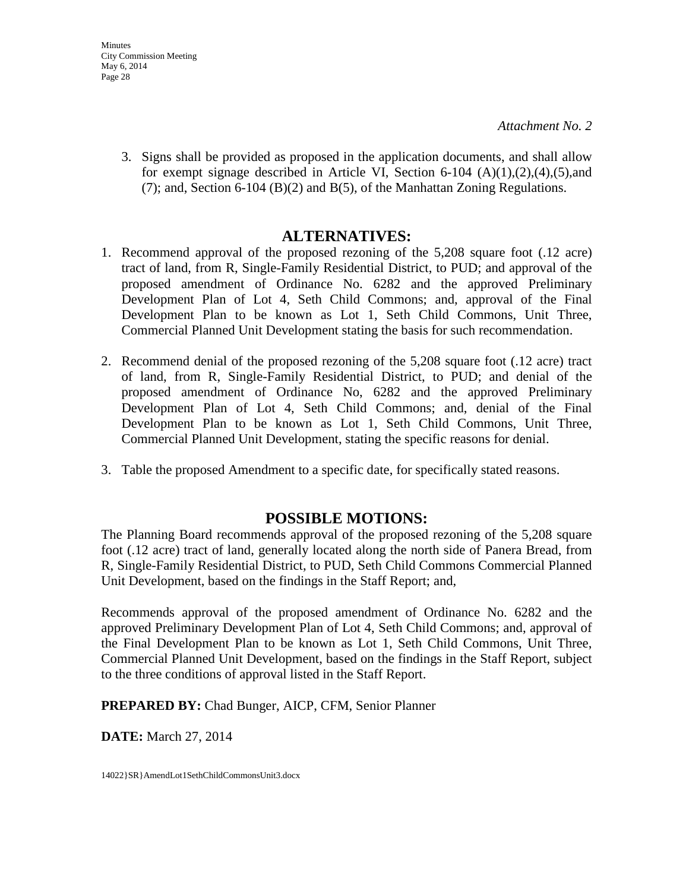*Attachment No. 2*

3. Signs shall be provided as proposed in the application documents, and shall allow for exempt signage described in Article VI, Section 6-104 (A)(1),(2),(4),(5),and (7); and, Section 6-104 (B)(2) and B(5), of the Manhattan Zoning Regulations.

## ALTERNATIVES:

1. Recommend approval of the proposed rezoning of the 5,208 square foot (.12 acre) tract of land, from R, Single-Family Residential District, to PUD; and approval of the proposed amendment of Ordinance No. 6282 and the approved Preliminary Development Plan of Lot 4, Seth Child Commons; and, approval of the Final Development Plan to be known as Lot 1, Seth Child Commons, Unit Three, Commercial Planned Unit Development stating the basis for such recommendation.

2. Recommend denial of the proposed rezoning of the 5,208 square foot (.12 acre) tract of land, from R, Single-Family Residential District, to PUD; and denial of the proposed amendment of Ordinance No, 6282 and the approved Preliminary Development Plan of Lot 4, Seth Child Commons; and, denial of the Final Development Plan to be known as Lot 1, Seth Child Commons, Unit Three, Commercial Planned Unit Development, stating the specific reasons for denial.

3. Table the proposed Amendment to a specific date, for specifically stated reasons.

## POSSIBLE MOTIONS:

The Planning Board recommends approval of the proposed rezoning of the 5,208 square foot (.12 acre) tract of land, generally located along the north side of Panera Bread, from R, Single-Family Residential District, to PUD, Seth Child Commons Commercial Planned Unit Development, based on the findings in the Staff Report; and,

Recommends approval of the proposed amendment of Ordinance No. 6282 and the approved Preliminary Development Plan of Lot 4, Seth Child Commons; and, approval of the Final Development Plan to be known as Lot 1, Seth Child Commons, Unit Three, Commercial Planned Unit Development, based on the findings in the Staff Report, subject to the three conditions of approval listed in the Staff Report.

**PREPARED BY:** Chad Bunger, AICP, CFM, Senior Planner

**DATE:** March 27, 2014

14022}SR}AmendLot1SethChildCommonsUnit3.docx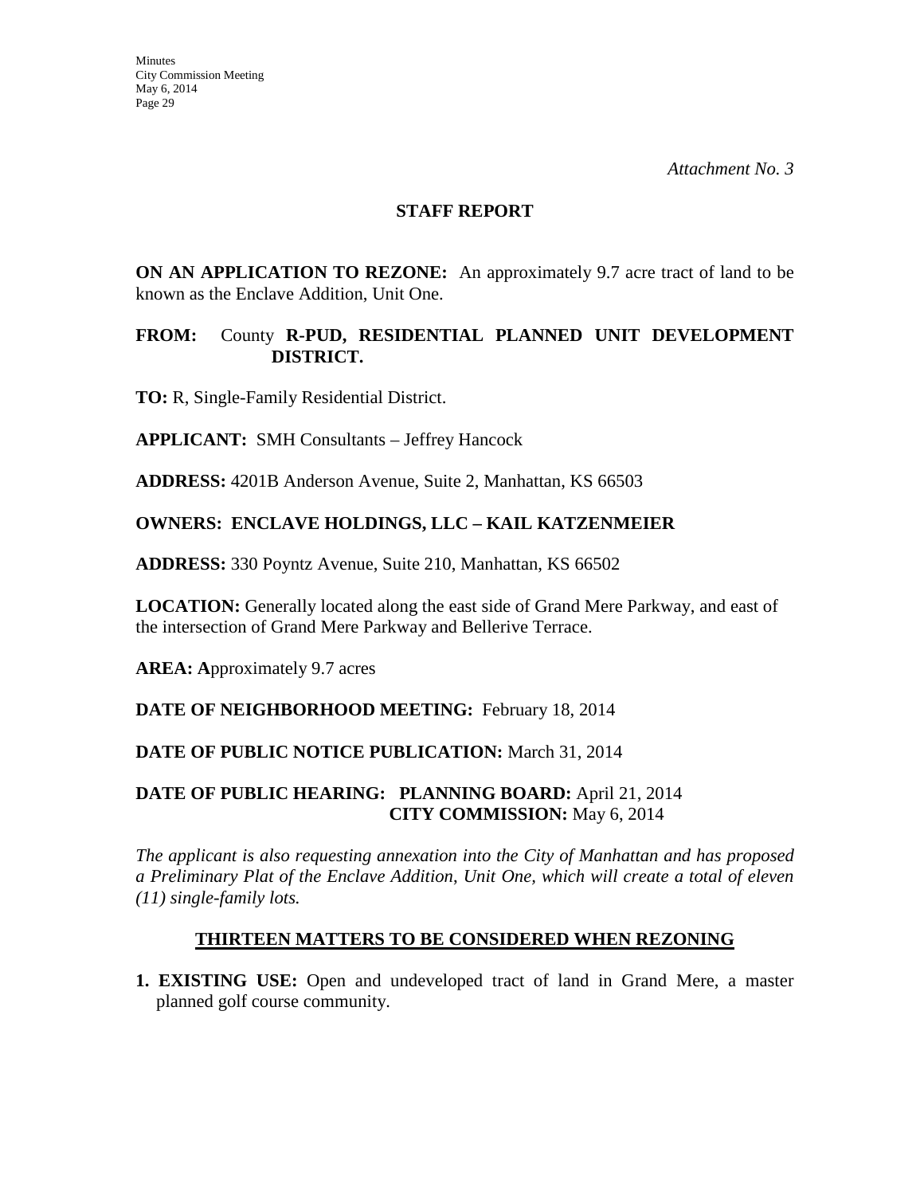*Attachment No. 3*

## STAFF REPORT

**ON AN APPLICATION TO REZONE:** An approximately 9.7 acre tract of land to be known as the Enclave Addition, Unit One.

**FROM:** County **R-PUD, RESIDENTIAL PLANNED UNIT DEVELOPMENT DISTRICT.**

**TO:** R, Single-Family Residential District.

**APPLICANT:** SMH Consultants – Jeffrey Hancock

**ADDRESS:** 4201B Anderson Avenue, Suite 2, Manhattan, KS 66503

**OWNERS: ENCLAVE HOLDINGS, LLC – KAIL KATZENMEIER**

**ADDRESS:** 330 Poyntz Avenue, Suite 210, Manhattan, KS 66502

**LOCATION:** Generally located along the east side of Grand Mere Parkway, and east of the intersection of Grand Mere Parkway and Bellerive Terrace.

**AREA: A**pproximately 9.7 acres

**DATE OF NEIGHBORHOOD MEETING:** February 18, 2014

**DATE OF PUBLIC NOTICE PUBLICATION:** March 31, 2014

**DATE OF PUBLIC HEARING: PLANNING BOARD:** April 21, 2014
**CITY COMMISSION:** May 6, 2014

*The applicant is also requesting annexation into the City of Manhattan and has proposed a Preliminary Plat of the Enclave Addition, Unit One, which will create a total of eleven (11) single-family lots.*

## THIRTEEN MATTERS TO BE CONSIDERED WHEN REZONING

**1. EXISTING USE:** Open and undeveloped tract of land in Grand Mere, a master planned golf course community.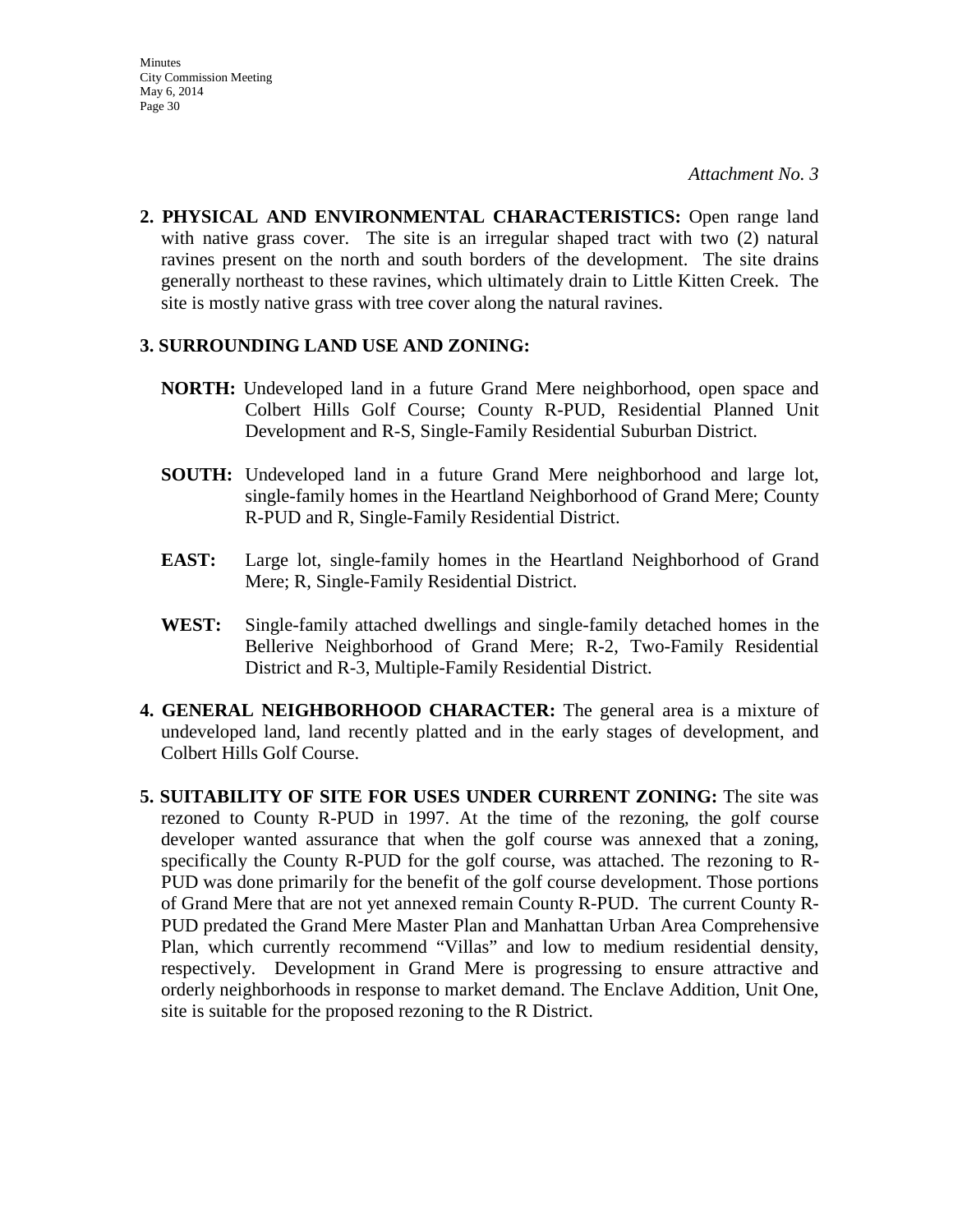*Attachment No. 3*

2. **PHYSICAL AND ENVIRONMENTAL CHARACTERISTICS:** Open range land with native grass cover. The site is an irregular shaped tract with two (2) natural ravines present on the north and south borders of the development. The site drains generally northeast to these ravines, which ultimately drain to Little Kitten Creek. The site is mostly native grass with tree cover along the natural ravines.

3. **SURROUNDING LAND USE AND ZONING:**

   **NORTH:** Undeveloped land in a future Grand Mere neighborhood, open space and Colbert Hills Golf Course; County R-PUD, Residential Planned Unit Development and R-S, Single-Family Residential Suburban District.

   **SOUTH:** Undeveloped land in a future Grand Mere neighborhood and large lot, single-family homes in the Heartland Neighborhood of Grand Mere; County R-PUD and R, Single-Family Residential District.

   **EAST:** Large lot, single-family homes in the Heartland Neighborhood of Grand Mere; R, Single-Family Residential District.

   **WEST:** Single-family attached dwellings and single-family detached homes in the Bellerive Neighborhood of Grand Mere; R-2, Two-Family Residential District and R-3, Multiple-Family Residential District.

4. **GENERAL NEIGHBORHOOD CHARACTER:** The general area is a mixture of undeveloped land, land recently platted and in the early stages of development, and Colbert Hills Golf Course.

5. **SUITABILITY OF SITE FOR USES UNDER CURRENT ZONING:** The site was rezoned to County R-PUD in 1997. At the time of the rezoning, the golf course developer wanted assurance that when the golf course was annexed that a zoning, specifically the County R-PUD for the golf course, was attached. The rezoning to R-PUD was done primarily for the benefit of the golf course development. Those portions of Grand Mere that are not yet annexed remain County R-PUD. The current County R-PUD predated the Grand Mere Master Plan and Manhattan Urban Area Comprehensive Plan, which currently recommend "Villas" and low to medium residential density, respectively. Development in Grand Mere is progressing to ensure attractive and orderly neighborhoods in response to market demand. The Enclave Addition, Unit One, site is suitable for the proposed rezoning to the R District.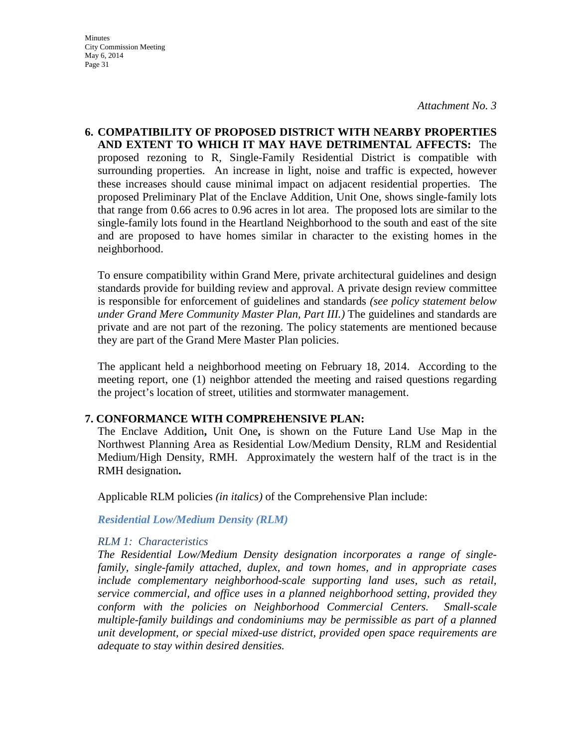*Attachment No. 3*

**6. COMPATIBILITY OF PROPOSED DISTRICT WITH NEARBY PROPERTIES AND EXTENT TO WHICH IT MAY HAVE DETRIMENTAL AFFECTS:** The proposed rezoning to R, Single-Family Residential District is compatible with surrounding properties. An increase in light, noise and traffic is expected, however these increases should cause minimal impact on adjacent residential properties. The proposed Preliminary Plat of the Enclave Addition, Unit One, shows single-family lots that range from 0.66 acres to 0.96 acres in lot area. The proposed lots are similar to the single-family lots found in the Heartland Neighborhood to the south and east of the site and are proposed to have homes similar in character to the existing homes in the neighborhood.

To ensure compatibility within Grand Mere, private architectural guidelines and design standards provide for building review and approval. A private design review committee is responsible for enforcement of guidelines and standards *(see policy statement below under Grand Mere Community Master Plan, Part III.)* The guidelines and standards are private and are not part of the rezoning. The policy statements are mentioned because they are part of the Grand Mere Master Plan policies.

The applicant held a neighborhood meeting on February 18, 2014. According to the meeting report, one (1) neighbor attended the meeting and raised questions regarding the project's location of street, utilities and stormwater management.

**7. CONFORMANCE WITH COMPREHENSIVE PLAN:**
The Enclave Addition**,** Unit One**,** is shown on the Future Land Use Map in the Northwest Planning Area as Residential Low/Medium Density, RLM and Residential Medium/High Density, RMH. Approximately the western half of the tract is in the RMH designation**.**

Applicable RLM policies *(in italics)* of the Comprehensive Plan include:

***Residential Low/Medium Density (RLM)***

*RLM 1: Characteristics*
*The Residential Low/Medium Density designation incorporates a range of single-family, single-family attached, duplex, and town homes, and in appropriate cases include complementary neighborhood-scale supporting land uses, such as retail, service commercial, and office uses in a planned neighborhood setting, provided they conform with the policies on Neighborhood Commercial Centers. Small-scale multiple-family buildings and condominiums may be permissible as part of a planned unit development, or special mixed-use district, provided open space requirements are adequate to stay within desired densities.*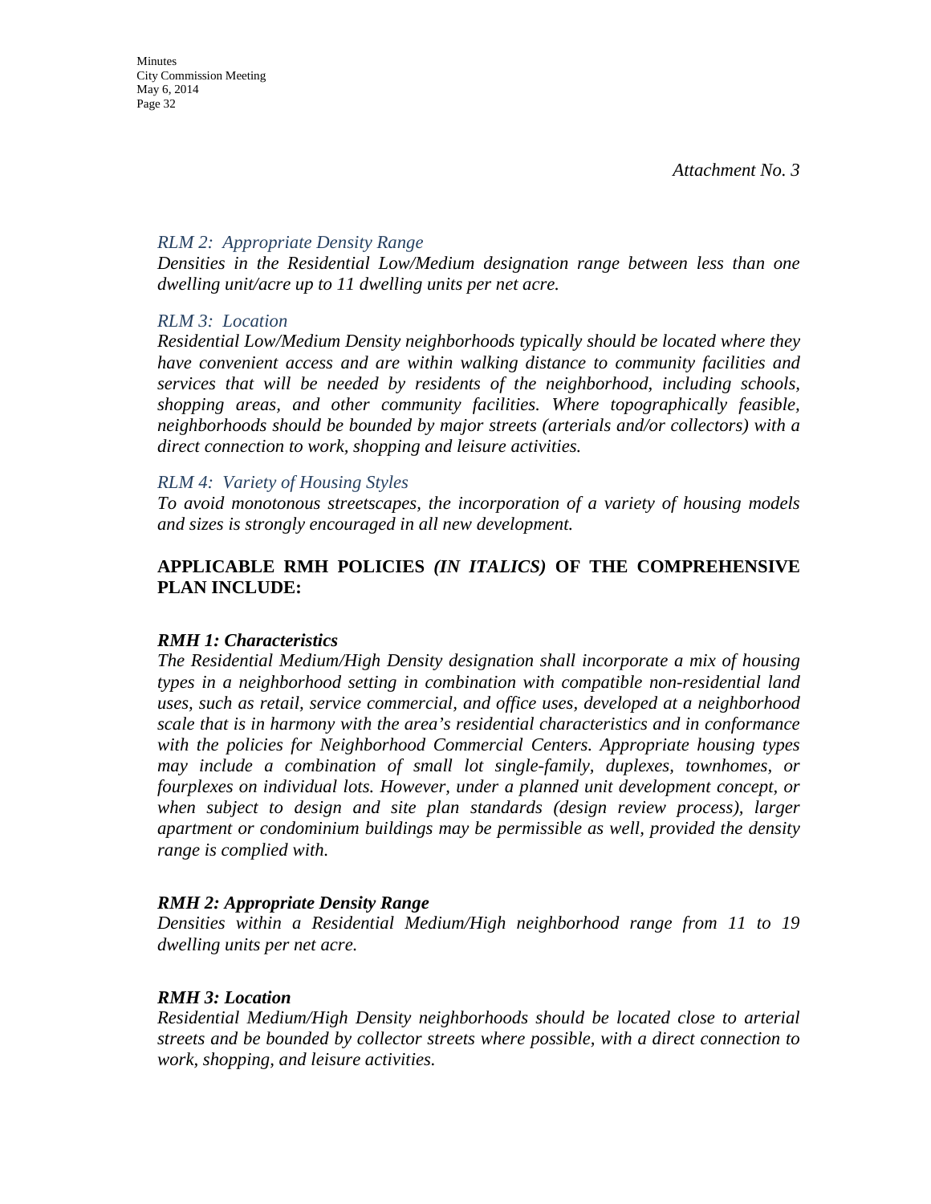*Attachment No. 3*

*RLM 2: Appropriate Density Range*

*Densities in the Residential Low/Medium designation range between less than one dwelling unit/acre up to 11 dwelling units per net acre.*

*RLM 3: Location*

*Residential Low/Medium Density neighborhoods typically should be located where they have convenient access and are within walking distance to community facilities and services that will be needed by residents of the neighborhood, including schools, shopping areas, and other community facilities. Where topographically feasible, neighborhoods should be bounded by major streets (arterials and/or collectors) with a direct connection to work, shopping and leisure activities.*

*RLM 4: Variety of Housing Styles*

*To avoid monotonous streetscapes, the incorporation of a variety of housing models and sizes is strongly encouraged in all new development.*

**APPLICABLE RMH POLICIES *(IN ITALICS)* OF THE COMPREHENSIVE PLAN INCLUDE:**

***RMH 1: Characteristics***

*The Residential Medium/High Density designation shall incorporate a mix of housing types in a neighborhood setting in combination with compatible non-residential land uses, such as retail, service commercial, and office uses, developed at a neighborhood scale that is in harmony with the area's residential characteristics and in conformance with the policies for Neighborhood Commercial Centers. Appropriate housing types may include a combination of small lot single-family, duplexes, townhomes, or fourplexes on individual lots. However, under a planned unit development concept, or when subject to design and site plan standards (design review process), larger apartment or condominium buildings may be permissible as well, provided the density range is complied with.*

***RMH 2: Appropriate Density Range***

*Densities within a Residential Medium/High neighborhood range from 11 to 19 dwelling units per net acre.*

***RMH 3: Location***

*Residential Medium/High Density neighborhoods should be located close to arterial streets and be bounded by collector streets where possible, with a direct connection to work, shopping, and leisure activities.*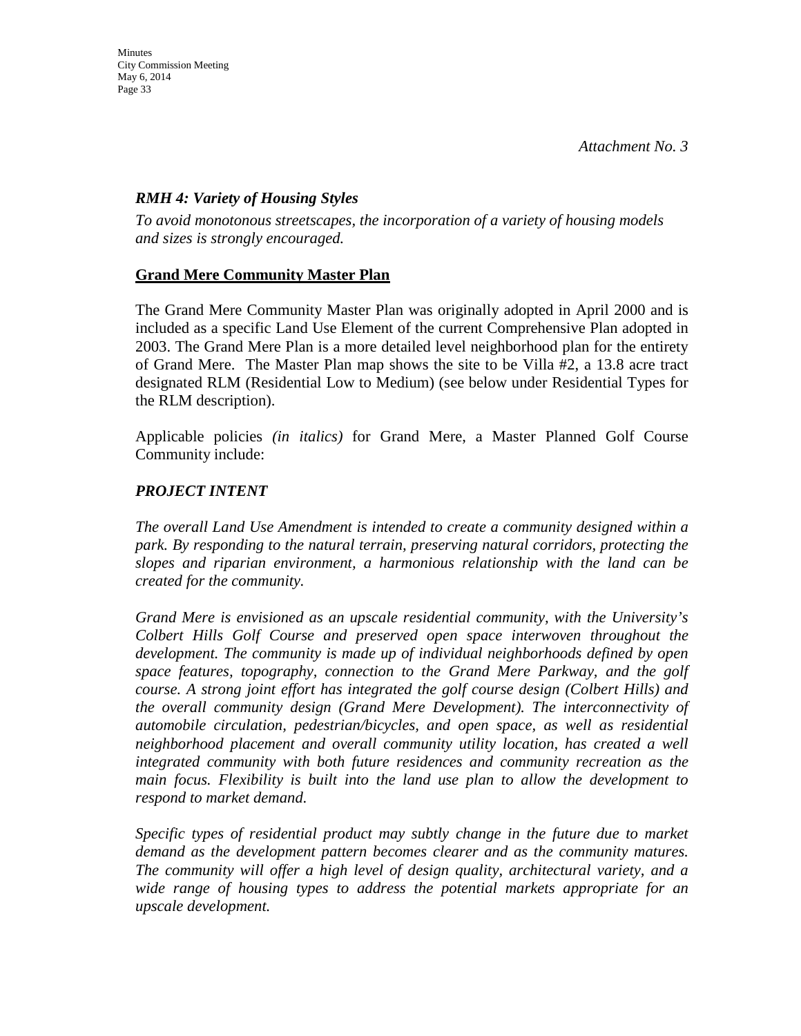*Attachment No. 3*

### *RMH 4: Variety of Housing Styles*

*To avoid monotonous streetscapes, the incorporation of a variety of housing models and sizes is strongly encouraged.*

## **Grand Mere Community Master Plan**

The Grand Mere Community Master Plan was originally adopted in April 2000 and is included as a specific Land Use Element of the current Comprehensive Plan adopted in 2003. The Grand Mere Plan is a more detailed level neighborhood plan for the entirety of Grand Mere. The Master Plan map shows the site to be Villa #2, a 13.8 acre tract designated RLM (Residential Low to Medium) (see below under Residential Types for the RLM description).

Applicable policies *(in italics)* for Grand Mere, a Master Planned Golf Course Community include:

### *PROJECT INTENT*

*The overall Land Use Amendment is intended to create a community designed within a park. By responding to the natural terrain, preserving natural corridors, protecting the slopes and riparian environment, a harmonious relationship with the land can be created for the community.*

*Grand Mere is envisioned as an upscale residential community, with the University's Colbert Hills Golf Course and preserved open space interwoven throughout the development. The community is made up of individual neighborhoods defined by open space features, topography, connection to the Grand Mere Parkway, and the golf course. A strong joint effort has integrated the golf course design (Colbert Hills) and the overall community design (Grand Mere Development). The interconnectivity of automobile circulation, pedestrian/bicycles, and open space, as well as residential neighborhood placement and overall community utility location, has created a well integrated community with both future residences and community recreation as the main focus. Flexibility is built into the land use plan to allow the development to respond to market demand.*

*Specific types of residential product may subtly change in the future due to market demand as the development pattern becomes clearer and as the community matures. The community will offer a high level of design quality, architectural variety, and a wide range of housing types to address the potential markets appropriate for an upscale development.*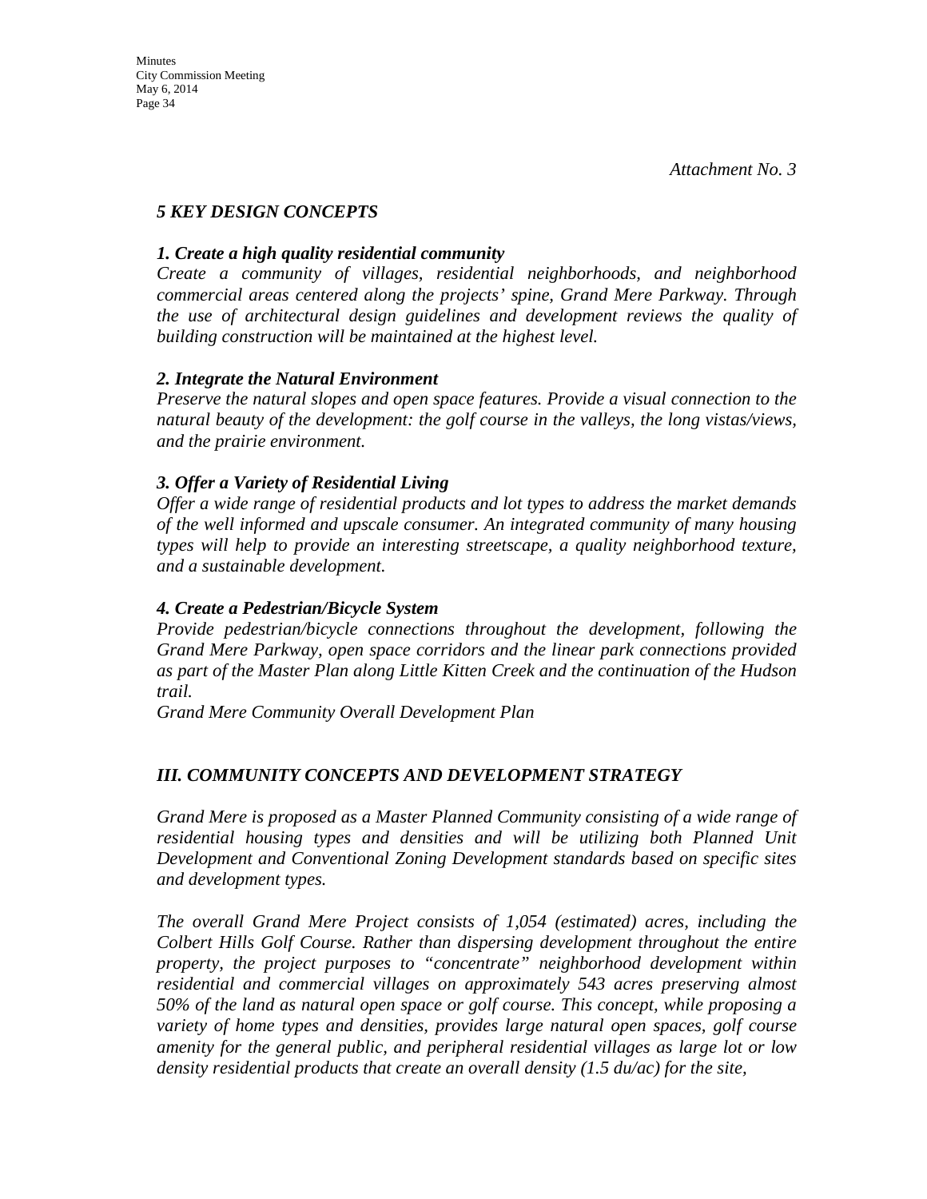*Attachment No. 3*

### *5 KEY DESIGN CONCEPTS*

***1. Create a high quality residential community***

*Create a community of villages, residential neighborhoods, and neighborhood commercial areas centered along the projects' spine, Grand Mere Parkway. Through the use of architectural design guidelines and development reviews the quality of building construction will be maintained at the highest level.*

***2. Integrate the Natural Environment***

*Preserve the natural slopes and open space features. Provide a visual connection to the natural beauty of the development: the golf course in the valleys, the long vistas/views, and the prairie environment.*

***3. Offer a Variety of Residential Living***

*Offer a wide range of residential products and lot types to address the market demands of the well informed and upscale consumer. An integrated community of many housing types will help to provide an interesting streetscape, a quality neighborhood texture, and a sustainable development.*

***4. Create a Pedestrian/Bicycle System***

*Provide pedestrian/bicycle connections throughout the development, following the Grand Mere Parkway, open space corridors and the linear park connections provided as part of the Master Plan along Little Kitten Creek and the continuation of the Hudson trail.*

*Grand Mere Community Overall Development Plan*

### *III. COMMUNITY CONCEPTS AND DEVELOPMENT STRATEGY*

*Grand Mere is proposed as a Master Planned Community consisting of a wide range of residential housing types and densities and will be utilizing both Planned Unit Development and Conventional Zoning Development standards based on specific sites and development types.*

*The overall Grand Mere Project consists of 1,054 (estimated) acres, including the Colbert Hills Golf Course. Rather than dispersing development throughout the entire property, the project purposes to "concentrate" neighborhood development within residential and commercial villages on approximately 543 acres preserving almost 50% of the land as natural open space or golf course. This concept, while proposing a variety of home types and densities, provides large natural open spaces, golf course amenity for the general public, and peripheral residential villages as large lot or low density residential products that create an overall density (1.5 du/ac) for the site,*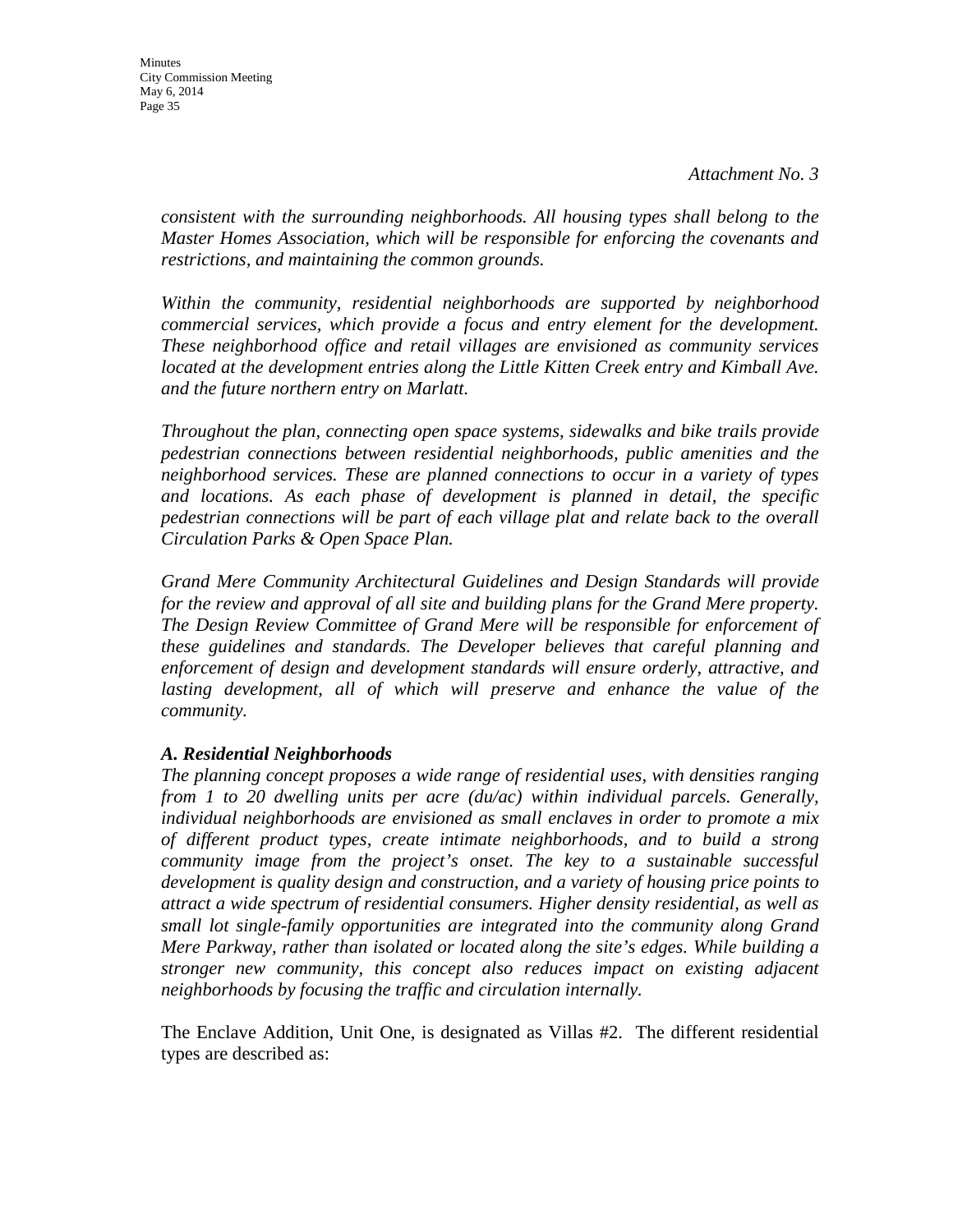*Attachment No. 3*

*consistent with the surrounding neighborhoods. All housing types shall belong to the Master Homes Association, which will be responsible for enforcing the covenants and restrictions, and maintaining the common grounds.*

*Within the community, residential neighborhoods are supported by neighborhood commercial services, which provide a focus and entry element for the development. These neighborhood office and retail villages are envisioned as community services located at the development entries along the Little Kitten Creek entry and Kimball Ave. and the future northern entry on Marlatt.*

*Throughout the plan, connecting open space systems, sidewalks and bike trails provide pedestrian connections between residential neighborhoods, public amenities and the neighborhood services. These are planned connections to occur in a variety of types and locations. As each phase of development is planned in detail, the specific pedestrian connections will be part of each village plat and relate back to the overall Circulation Parks & Open Space Plan.*

*Grand Mere Community Architectural Guidelines and Design Standards will provide for the review and approval of all site and building plans for the Grand Mere property. The Design Review Committee of Grand Mere will be responsible for enforcement of these guidelines and standards. The Developer believes that careful planning and enforcement of design and development standards will ensure orderly, attractive, and lasting development, all of which will preserve and enhance the value of the community.*

***A. Residential Neighborhoods***

*The planning concept proposes a wide range of residential uses, with densities ranging from 1 to 20 dwelling units per acre (du/ac) within individual parcels. Generally, individual neighborhoods are envisioned as small enclaves in order to promote a mix of different product types, create intimate neighborhoods, and to build a strong community image from the project's onset. The key to a sustainable successful development is quality design and construction, and a variety of housing price points to attract a wide spectrum of residential consumers. Higher density residential, as well as small lot single-family opportunities are integrated into the community along Grand Mere Parkway, rather than isolated or located along the site's edges. While building a stronger new community, this concept also reduces impact on existing adjacent neighborhoods by focusing the traffic and circulation internally.*

The Enclave Addition, Unit One, is designated as Villas #2. The different residential types are described as: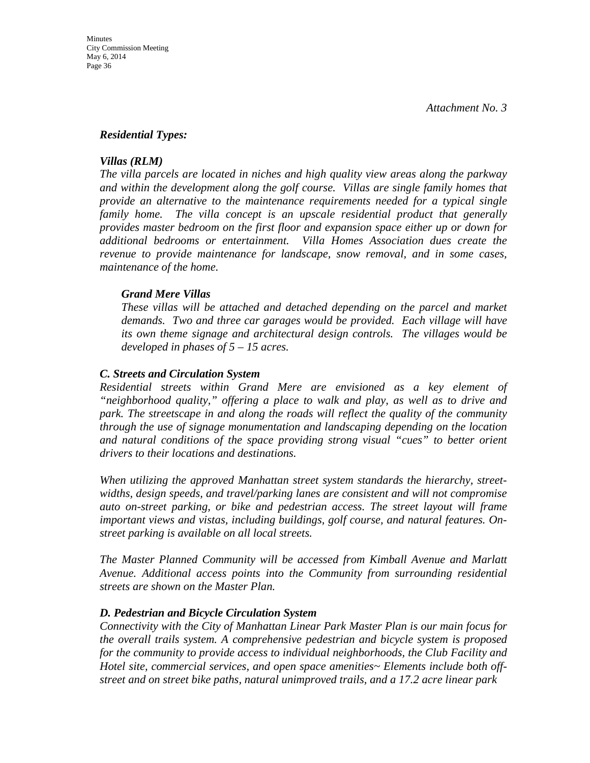*Attachment No. 3*

***Residential Types:***

***Villas (RLM)***

*The villa parcels are located in niches and high quality view areas along the parkway and within the development along the golf course. Villas are single family homes that provide an alternative to the maintenance requirements needed for a typical single family home. The villa concept is an upscale residential product that generally provides master bedroom on the first floor and expansion space either up or down for additional bedrooms or entertainment. Villa Homes Association dues create the revenue to provide maintenance for landscape, snow removal, and in some cases, maintenance of the home.*

> ***Grand Mere Villas***
>
> *These villas will be attached and detached depending on the parcel and market demands. Two and three car garages would be provided. Each village will have its own theme signage and architectural design controls. The villages would be developed in phases of 5 – 15 acres.*

***C. Streets and Circulation System***

*Residential streets within Grand Mere are envisioned as a key element of "neighborhood quality," offering a place to walk and play, as well as to drive and park. The streetscape in and along the roads will reflect the quality of the community through the use of signage monumentation and landscaping depending on the location and natural conditions of the space providing strong visual "cues" to better orient drivers to their locations and destinations.*

*When utilizing the approved Manhattan street system standards the hierarchy, street-widths, design speeds, and travel/parking lanes are consistent and will not compromise auto on-street parking, or bike and pedestrian access. The street layout will frame important views and vistas, including buildings, golf course, and natural features. On-street parking is available on all local streets.*

*The Master Planned Community will be accessed from Kimball Avenue and Marlatt Avenue. Additional access points into the Community from surrounding residential streets are shown on the Master Plan.*

***D. Pedestrian and Bicycle Circulation System***

*Connectivity with the City of Manhattan Linear Park Master Plan is our main focus for the overall trails system. A comprehensive pedestrian and bicycle system is proposed for the community to provide access to individual neighborhoods, the Club Facility and Hotel site, commercial services, and open space amenities~ Elements include both off-street and on street bike paths, natural unimproved trails, and a 17.2 acre linear park*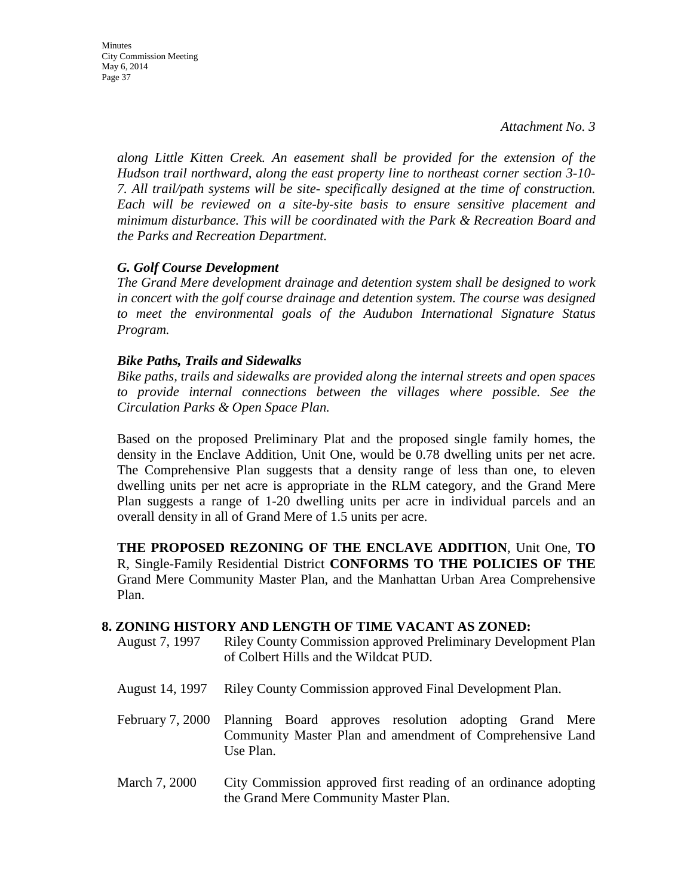*Attachment No. 3*

*along Little Kitten Creek. An easement shall be provided for the extension of the Hudson trail northward, along the east property line to northeast corner section 3-10-7. All trail/path systems will be site- specifically designed at the time of construction. Each will be reviewed on a site-by-site basis to ensure sensitive placement and minimum disturbance. This will be coordinated with the Park & Recreation Board and the Parks and Recreation Department.*

***G. Golf Course Development***

*The Grand Mere development drainage and detention system shall be designed to work in concert with the golf course drainage and detention system. The course was designed to meet the environmental goals of the Audubon International Signature Status Program.*

***Bike Paths, Trails and Sidewalks***

*Bike paths, trails and sidewalks are provided along the internal streets and open spaces to provide internal connections between the villages where possible. See the Circulation Parks & Open Space Plan.*

Based on the proposed Preliminary Plat and the proposed single family homes, the density in the Enclave Addition, Unit One, would be 0.78 dwelling units per net acre. The Comprehensive Plan suggests that a density range of less than one, to eleven dwelling units per net acre is appropriate in the RLM category, and the Grand Mere Plan suggests a range of 1-20 dwelling units per acre in individual parcels and an overall density in all of Grand Mere of 1.5 units per acre.

**THE PROPOSED REZONING OF THE ENCLAVE ADDITION**, Unit One, **TO** R, Single-Family Residential District **CONFORMS TO THE POLICIES OF THE** Grand Mere Community Master Plan, and the Manhattan Urban Area Comprehensive Plan.

**8. ZONING HISTORY AND LENGTH OF TIME VACANT AS ZONED:**

August 7, 1997 — Riley County Commission approved Preliminary Development Plan of Colbert Hills and the Wildcat PUD.

August 14, 1997 — Riley County Commission approved Final Development Plan.

February 7, 2000 — Planning Board approves resolution adopting Grand Mere Community Master Plan and amendment of Comprehensive Land Use Plan.

March 7, 2000 — City Commission approved first reading of an ordinance adopting the Grand Mere Community Master Plan.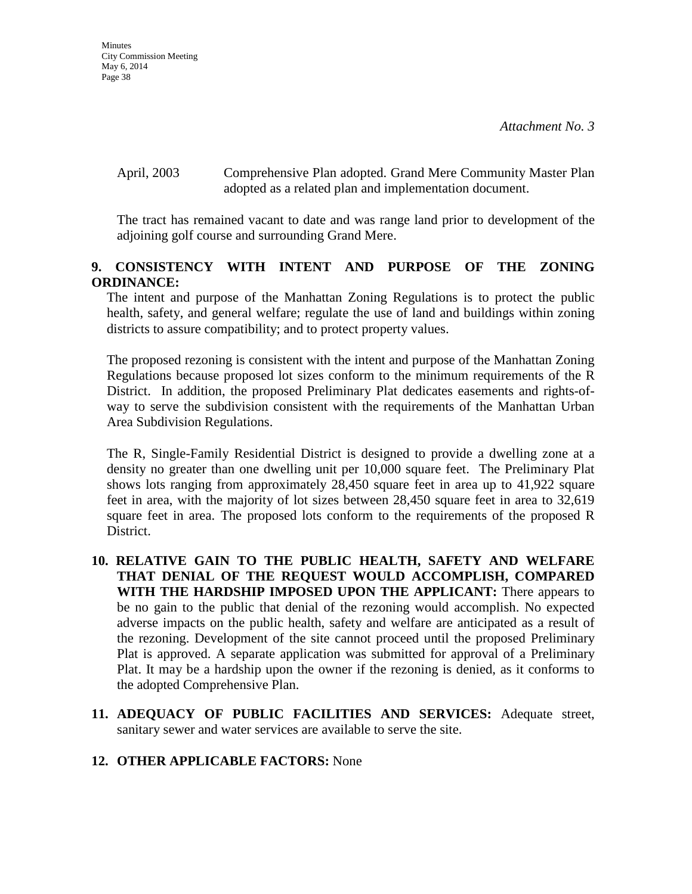*Attachment No. 3*

April, 2003 Comprehensive Plan adopted. Grand Mere Community Master Plan adopted as a related plan and implementation document.

The tract has remained vacant to date and was range land prior to development of the adjoining golf course and surrounding Grand Mere.

**9. CONSISTENCY WITH INTENT AND PURPOSE OF THE ZONING ORDINANCE:**

The intent and purpose of the Manhattan Zoning Regulations is to protect the public health, safety, and general welfare; regulate the use of land and buildings within zoning districts to assure compatibility; and to protect property values.

The proposed rezoning is consistent with the intent and purpose of the Manhattan Zoning Regulations because proposed lot sizes conform to the minimum requirements of the R District. In addition, the proposed Preliminary Plat dedicates easements and rights-of-way to serve the subdivision consistent with the requirements of the Manhattan Urban Area Subdivision Regulations.

The R, Single-Family Residential District is designed to provide a dwelling zone at a density no greater than one dwelling unit per 10,000 square feet. The Preliminary Plat shows lots ranging from approximately 28,450 square feet in area up to 41,922 square feet in area, with the majority of lot sizes between 28,450 square feet in area to 32,619 square feet in area. The proposed lots conform to the requirements of the proposed R District.

**10. RELATIVE GAIN TO THE PUBLIC HEALTH, SAFETY AND WELFARE THAT DENIAL OF THE REQUEST WOULD ACCOMPLISH, COMPARED WITH THE HARDSHIP IMPOSED UPON THE APPLICANT:** There appears to be no gain to the public that denial of the rezoning would accomplish. No expected adverse impacts on the public health, safety and welfare are anticipated as a result of the rezoning. Development of the site cannot proceed until the proposed Preliminary Plat is approved. A separate application was submitted for approval of a Preliminary Plat. It may be a hardship upon the owner if the rezoning is denied, as it conforms to the adopted Comprehensive Plan.

**11. ADEQUACY OF PUBLIC FACILITIES AND SERVICES:** Adequate street, sanitary sewer and water services are available to serve the site.

**12. OTHER APPLICABLE FACTORS:** None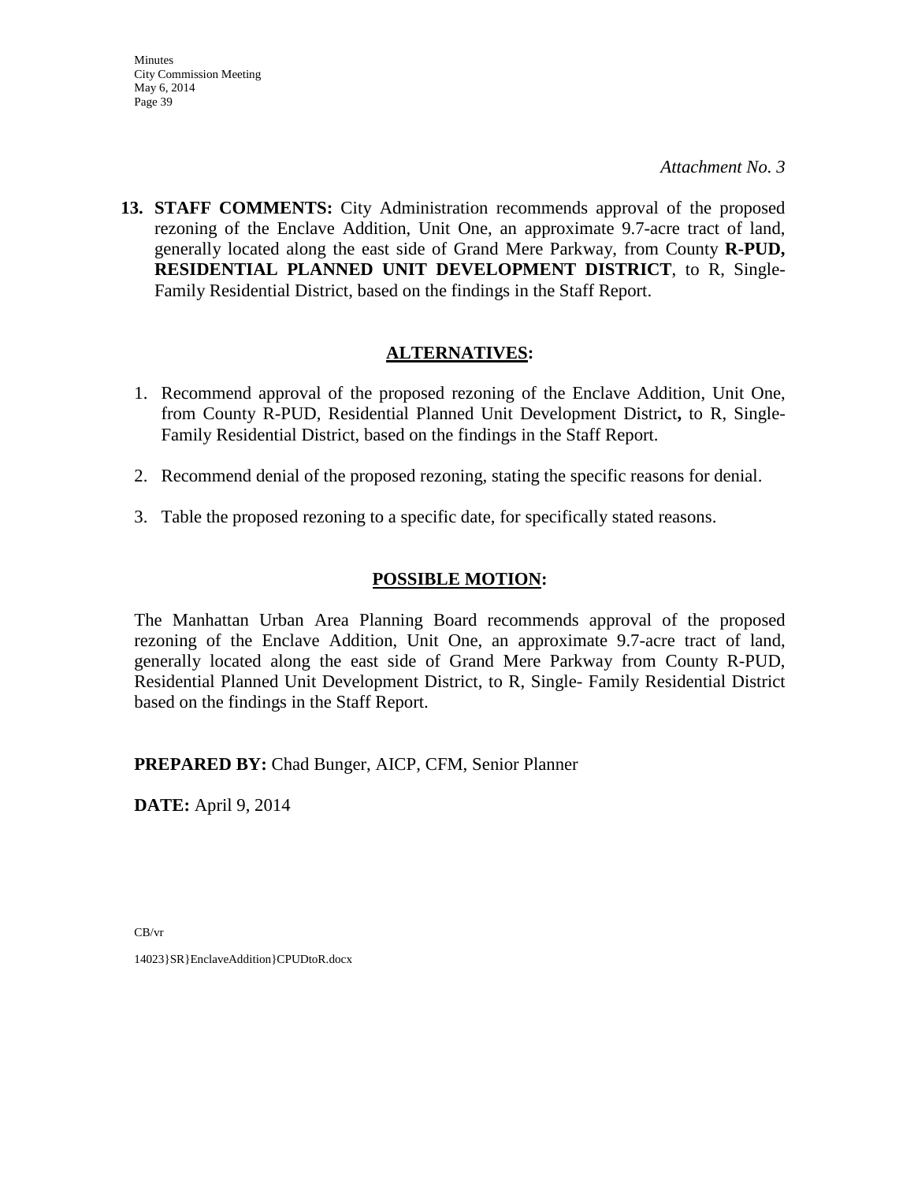*Attachment No. 3*

**13. STAFF COMMENTS:** City Administration recommends approval of the proposed rezoning of the Enclave Addition, Unit One, an approximate 9.7-acre tract of land, generally located along the east side of Grand Mere Parkway, from County **R-PUD, RESIDENTIAL PLANNED UNIT DEVELOPMENT DISTRICT**, to R, Single-Family Residential District, based on the findings in the Staff Report.

## ALTERNATIVES:

1. Recommend approval of the proposed rezoning of the Enclave Addition, Unit One, from County R-PUD, Residential Planned Unit Development District**,** to R, Single-Family Residential District, based on the findings in the Staff Report.

2. Recommend denial of the proposed rezoning, stating the specific reasons for denial.

3. Table the proposed rezoning to a specific date, for specifically stated reasons.

## POSSIBLE MOTION:

The Manhattan Urban Area Planning Board recommends approval of the proposed rezoning of the Enclave Addition, Unit One, an approximate 9.7-acre tract of land, generally located along the east side of Grand Mere Parkway from County R-PUD, Residential Planned Unit Development District, to R, Single- Family Residential District based on the findings in the Staff Report.

**PREPARED BY:** Chad Bunger, AICP, CFM, Senior Planner

**DATE:** April 9, 2014

CB/vr

14023}SR}EnclaveAddition}CPUDtoR.docx